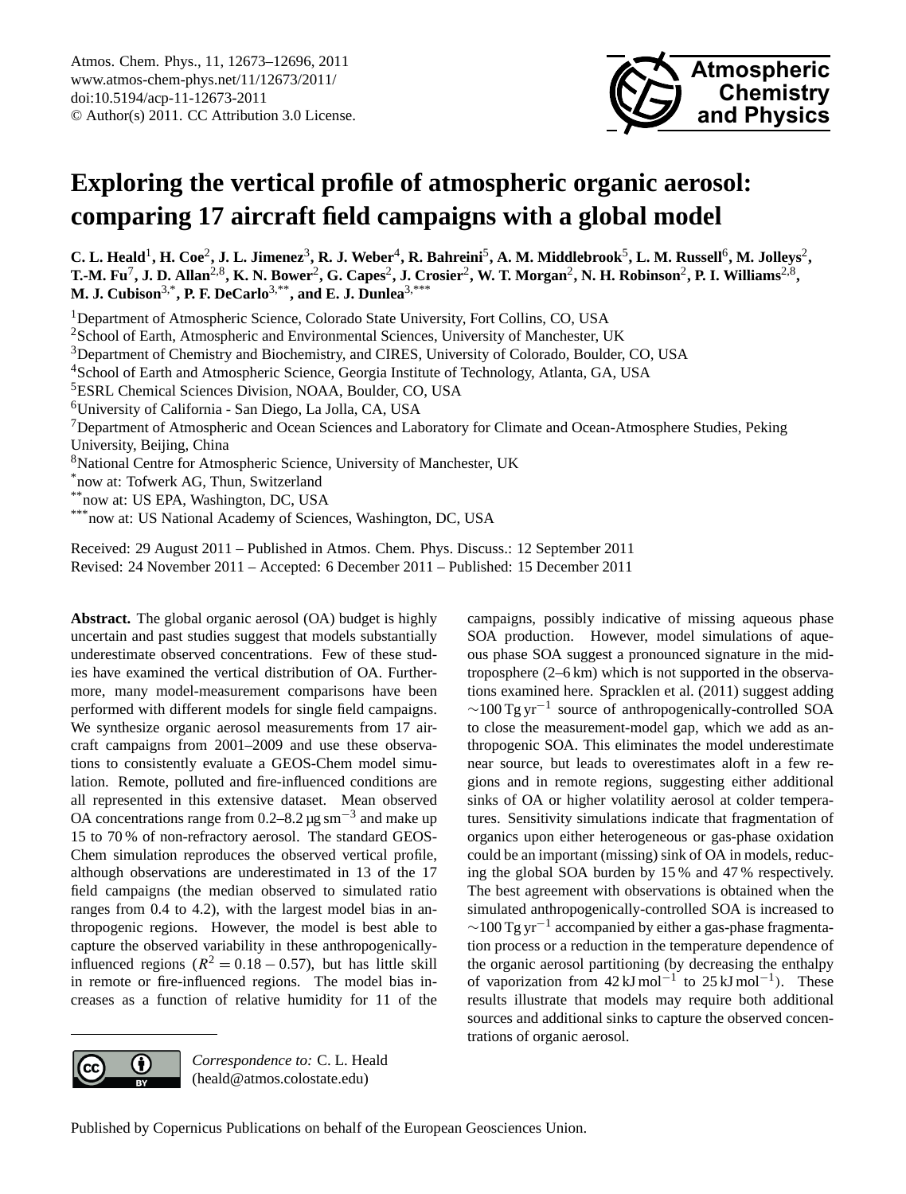# Exploring the vertical profile of atmospheric organic aerosol: comparing 17 aircraft field campaigns with a global model

**C. L. Heald[1], H. Coe[2], J. L. Jimenez[3], R. J. Weber[4], R. Bahreini[5], A. M. Middlebrook[5], L. M. Russell[6], M. Jolleys[2], T.-M. Fu[7], J. D. Allan[2,8], K. N. Bower[2], G. Capes[2], J. Crosier[2], W. T. Morgan[2], N. H. Robinson[2], P. I. Williams[2,8], M. J. Cubison[3,*], P. F. DeCarlo[3,**], and E. J. Dunlea[3,***]**

[1]Department of Atmospheric Science, Colorado State University, Fort Collins, CO, USA
[2]School of Earth, Atmospheric and Environmental Sciences, University of Manchester, UK
[3]Department of Chemistry and Biochemistry, and CIRES, University of Colorado, Boulder, CO, USA
[4]School of Earth and Atmospheric Science, Georgia Institute of Technology, Atlanta, GA, USA
[5]ESRL Chemical Sciences Division, NOAA, Boulder, CO, USA
[6]University of California - San Diego, La Jolla, CA, USA
[7]Department of Atmospheric and Ocean Sciences and Laboratory for Climate and Ocean-Atmosphere Studies, Peking University, Beijing, China
[8]National Centre for Atmospheric Science, University of Manchester, UK
[*]now at: Tofwerk AG, Thun, Switzerland
[**]now at: US EPA, Washington, DC, USA
[***]now at: US National Academy of Sciences, Washington, DC, USA

Received: 29 August 2011 – Published in Atmos. Chem. Phys. Discuss.: 12 September 2011
Revised: 24 November 2011 – Accepted: 6 December 2011 – Published: 15 December 2011

**Abstract.** The global organic aerosol (OA) budget is highly uncertain and past studies suggest that models substantially underestimate observed concentrations. Few of these studies have examined the vertical distribution of OA. Furthermore, many model-measurement comparisons have been performed with different models for single field campaigns. We synthesize organic aerosol measurements from 17 aircraft campaigns from 2001–2009 and use these observations to consistently evaluate a GEOS-Chem model simulation. Remote, polluted and fire-influenced conditions are all represented in this extensive dataset. Mean observed OA concentrations range from 0.2–8.2 μg sm$^{-3}$ and make up 15 to 70 % of non-refractory aerosol. The standard GEOS-Chem simulation reproduces the observed vertical profile, although observations are underestimated in 13 of the 17 field campaigns (the median observed to simulated ratio ranges from 0.4 to 4.2), with the largest model bias in anthropogenic regions. However, the model is best able to capture the observed variability in these anthropogenically-influenced regions ($R^2 = 0.18 - 0.57$), but has little skill in remote or fire-influenced regions. The model bias increases as a function of relative humidity for 11 of the campaigns, possibly indicative of missing aqueous phase SOA production. However, model simulations of aqueous phase SOA suggest a pronounced signature in the mid-troposphere (2–6 km) which is not supported in the observations examined here. Spracklen et al. (2011) suggest adding ∼100 Tg yr$^{-1}$ source of anthropogenically-controlled SOA to close the measurement-model gap, which we add as anthropogenic SOA. This eliminates the model underestimate near source, but leads to overestimates aloft in a few regions and in remote regions, suggesting either additional sinks of OA or higher volatility aerosol at colder temperatures. Sensitivity simulations indicate that fragmentation of organics upon either heterogeneous or gas-phase oxidation could be an important (missing) sink of OA in models, reducing the global SOA burden by 15 % and 47 % respectively. The best agreement with observations is obtained when the simulated anthropogenically-controlled SOA is increased to ∼100 Tg yr$^{-1}$ accompanied by either a gas-phase fragmentation process or a reduction in the temperature dependence of the organic aerosol partitioning (by decreasing the enthalpy of vaporization from 42 kJ mol$^{-1}$ to 25 kJ mol$^{-1}$). These results illustrate that models may require both additional sources and additional sinks to capture the observed concentrations of organic aerosol.

*Correspondence to:* C. L. Heald (heald@atmos.colostate.edu)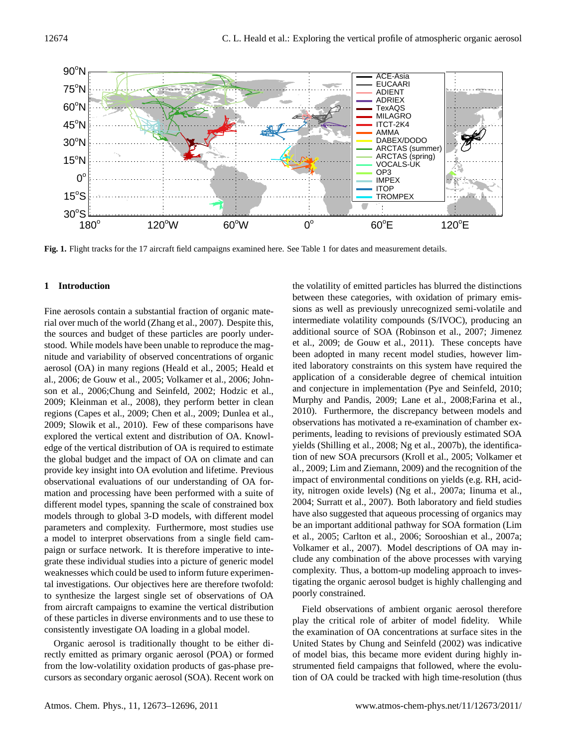**Fig. 1.** Flight tracks for the 17 aircraft field campaigns examined here. See Table 1 for dates and measurement details.

## 1 Introduction

Fine aerosols contain a substantial fraction of organic material over much of the world (Zhang et al., 2007). Despite this, the sources and budget of these particles are poorly understood. While models have been unable to reproduce the magnitude and variability of observed concentrations of organic aerosol (OA) in many regions (Heald et al., 2005; Heald et al., 2006; de Gouw et al., 2005; Volkamer et al., 2006; Johnson et al., 2006;Chung and Seinfeld, 2002; Hodzic et al., 2009; Kleinman et al., 2008), they perform better in clean regions (Capes et al., 2009; Chen et al., 2009; Dunlea et al., 2009; Slowik et al., 2010). Few of these comparisons have explored the vertical extent and distribution of OA. Knowledge of the vertical distribution of OA is required to estimate the global budget and the impact of OA on climate and can provide key insight into OA evolution and lifetime. Previous observational evaluations of our understanding of OA formation and processing have been performed with a suite of different model types, spanning the scale of constrained box models through to global 3-D models, with different model parameters and complexity. Furthermore, most studies use a model to interpret observations from a single field campaign or surface network. It is therefore imperative to integrate these individual studies into a picture of generic model weaknesses which could be used to inform future experimental investigations. Our objectives here are therefore twofold: to synthesize the largest single set of observations of OA from aircraft campaigns to examine the vertical distribution of these particles in diverse environments and to use these to consistently investigate OA loading in a global model.

Organic aerosol is traditionally thought to be either directly emitted as primary organic aerosol (POA) or formed from the low-volatility oxidation products of gas-phase precursors as secondary organic aerosol (SOA). Recent work on the volatility of emitted particles has blurred the distinctions between these categories, with oxidation of primary emissions as well as previously unrecognized semi-volatile and intermediate volatility compounds (S/IVOC), producing an additional source of SOA (Robinson et al., 2007; Jimenez et al., 2009; de Gouw et al., 2011). These concepts have been adopted in many recent model studies, however limited laboratory constraints on this system have required the application of a considerable degree of chemical intuition and conjecture in implementation (Pye and Seinfeld, 2010; Murphy and Pandis, 2009; Lane et al., 2008;Farina et al., 2010). Furthermore, the discrepancy between models and observations has motivated a re-examination of chamber experiments, leading to revisions of previously estimated SOA yields (Shilling et al., 2008; Ng et al., 2007b), the identification of new SOA precursors (Kroll et al., 2005; Volkamer et al., 2009; Lim and Ziemann, 2009) and the recognition of the impact of environmental conditions on yields (e.g. RH, acidity, nitrogen oxide levels) (Ng et al., 2007a; Iinuma et al., 2004; Surratt et al., 2007). Both laboratory and field studies have also suggested that aqueous processing of organics may be an important additional pathway for SOA formation (Lim et al., 2005; Carlton et al., 2006; Sorooshian et al., 2007a; Volkamer et al., 2007). Model descriptions of OA may include any combination of the above processes with varying complexity. Thus, a bottom-up modeling approach to investigating the organic aerosol budget is highly challenging and poorly constrained.

Field observations of ambient organic aerosol therefore play the critical role of arbiter of model fidelity. While the examination of OA concentrations at surface sites in the United States by Chung and Seinfeld (2002) was indicative of model bias, this became more evident during highly instrumented field campaigns that followed, where the evolution of OA could be tracked with high time-resolution (thus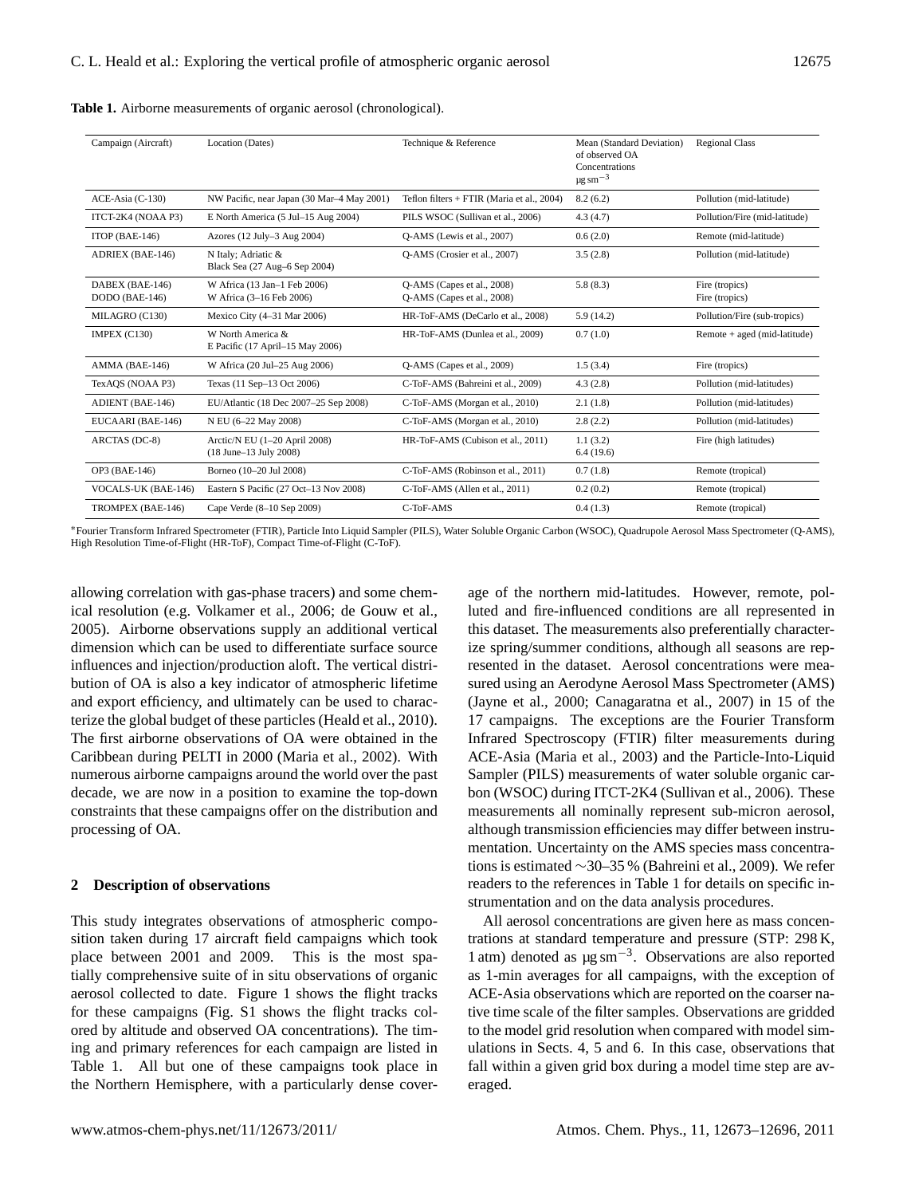**Table 1.** Airborne measurements of organic aerosol (chronological).

| Campaign (Aircraft) | Location (Dates) | Technique & Reference | Mean (Standard Deviation) of observed OA Concentrations $\mu g\,sm^{-3}$ | Regional Class |
|---|---|---|---|---|
| ACE-Asia (C-130) | NW Pacific, near Japan (30 Mar–4 May 2001) | Teflon filters + FTIR (Maria et al., 2004) | 8.2 (6.2) | Pollution (mid-latitude) |
| ITCT-2K4 (NOAA P3) | E North America (5 Jul–15 Aug 2004) | PILS WSOC (Sullivan et al., 2006) | 4.3 (4.7) | Pollution/Fire (mid-latitude) |
| ITOP (BAE-146) | Azores (12 July–3 Aug 2004) | Q-AMS (Lewis et al., 2007) | 0.6 (2.0) | Remote (mid-latitude) |
| ADRIEX (BAE-146) | N Italy; Adriatic & Black Sea (27 Aug–6 Sep 2004) | Q-AMS (Crosier et al., 2007) | 3.5 (2.8) | Pollution (mid-latitude) |
| DABEX (BAE-146) DODO (BAE-146) | W Africa (13 Jan–1 Feb 2006) W Africa (3–16 Feb 2006) | Q-AMS (Capes et al., 2008) Q-AMS (Capes et al., 2008) | 5.8 (8.3) | Fire (tropics) Fire (tropics) |
| MILAGRO (C130) | Mexico City (4–31 Mar 2006) | HR-ToF-AMS (DeCarlo et al., 2008) | 5.9 (14.2) | Pollution/Fire (sub-tropics) |
| IMPEX (C130) | W North America & E Pacific (17 April–15 May 2006) | HR-ToF-AMS (Dunlea et al., 2009) | 0.7 (1.0) | Remote + aged (mid-latitude) |
| AMMA (BAE-146) | W Africa (20 Jul–25 Aug 2006) | Q-AMS (Capes et al., 2009) | 1.5 (3.4) | Fire (tropics) |
| TexAQS (NOAA P3) | Texas (11 Sep–13 Oct 2006) | C-ToF-AMS (Bahreini et al., 2009) | 4.3 (2.8) | Pollution (mid-latitudes) |
| ADIENT (BAE-146) | EU/Atlantic (18 Dec 2007–25 Sep 2008) | C-ToF-AMS (Morgan et al., 2010) | 2.1 (1.8) | Pollution (mid-latitudes) |
| EUCAARI (BAE-146) | N EU (6–22 May 2008) | C-ToF-AMS (Morgan et al., 2010) | 2.8 (2.2) | Pollution (mid-latitudes) |
| ARCTAS (DC-8) | Arctic/N EU (1–20 April 2008) (18 June–13 July 2008) | HR-ToF-AMS (Cubison et al., 2011) | 1.1 (3.2) 6.4 (19.6) | Fire (high latitudes) |
| OP3 (BAE-146) | Borneo (10–20 Jul 2008) | C-ToF-AMS (Robinson et al., 2011) | 0.7 (1.8) | Remote (tropical) |
| VOCALS-UK (BAE-146) | Eastern S Pacific (27 Oct–13 Nov 2008) | C-ToF-AMS (Allen et al., 2011) | 0.2 (0.2) | Remote (tropical) |
| TROMPEX (BAE-146) | Cape Verde (8–10 Sep 2009) | C-ToF-AMS | 0.4 (1.3) | Remote (tropical) |

*Fourier Transform Infrared Spectrometer (FTIR), Particle Into Liquid Sampler (PILS), Water Soluble Organic Carbon (WSOC), Quadrupole Aerosol Mass Spectrometer (Q-AMS), High Resolution Time-of-Flight (HR-ToF), Compact Time-of-Flight (C-ToF).

allowing correlation with gas-phase tracers) and some chemical resolution (e.g. Volkamer et al., 2006; de Gouw et al., 2005). Airborne observations supply an additional vertical dimension which can be used to differentiate surface source influences and injection/production aloft. The vertical distribution of OA is also a key indicator of atmospheric lifetime and export efficiency, and ultimately can be used to characterize the global budget of these particles (Heald et al., 2010). The first airborne observations of OA were obtained in the Caribbean during PELTI in 2000 (Maria et al., 2002). With numerous airborne campaigns around the world over the past decade, we are now in a position to examine the top-down constraints that these campaigns offer on the distribution and processing of OA.

## 2 Description of observations

This study integrates observations of atmospheric composition taken during 17 aircraft field campaigns which took place between 2001 and 2009. This is the most spatially comprehensive suite of in situ observations of organic aerosol collected to date. Figure 1 shows the flight tracks for these campaigns (Fig. S1 shows the flight tracks colored by altitude and observed OA concentrations). The timing and primary references for each campaign are listed in Table 1. All but one of these campaigns took place in the Northern Hemisphere, with a particularly dense coverage of the northern mid-latitudes. However, remote, polluted and fire-influenced conditions are all represented in this dataset. The measurements also preferentially characterize spring/summer conditions, although all seasons are represented in the dataset. Aerosol concentrations were measured using an Aerodyne Aerosol Mass Spectrometer (AMS) (Jayne et al., 2000; Canagaratna et al., 2007) in 15 of the 17 campaigns. The exceptions are the Fourier Transform Infrared Spectroscopy (FTIR) filter measurements during ACE-Asia (Maria et al., 2003) and the Particle-Into-Liquid Sampler (PILS) measurements of water soluble organic carbon (WSOC) during ITCT-2K4 (Sullivan et al., 2006). These measurements all nominally represent sub-micron aerosol, although transmission efficiencies may differ between instrumentation. Uncertainty on the AMS species mass concentrations is estimated ∼30–35 % (Bahreini et al., 2009). We refer readers to the references in Table 1 for details on specific instrumentation and on the data analysis procedures.

All aerosol concentrations are given here as mass concentrations at standard temperature and pressure (STP: 298 K, 1 atm) denoted as $\mu g\,sm^{-3}$. Observations are also reported as 1-min averages for all campaigns, with the exception of ACE-Asia observations which are reported on the coarser native time scale of the filter samples. Observations are gridded to the model grid resolution when compared with model simulations in Sects. 4, 5 and 6. In this case, observations that fall within a given grid box during a model time step are averaged.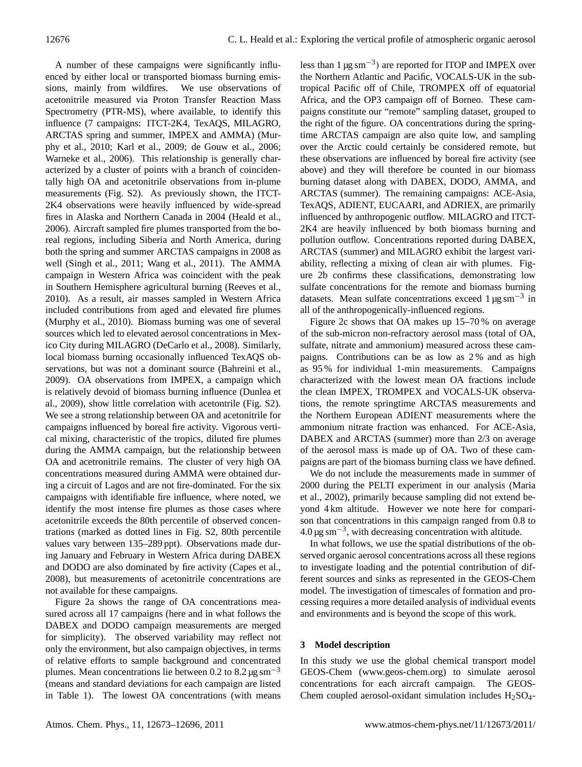A number of these campaigns were significantly influenced by either local or transported biomass burning emissions, mainly from wildfires. We use observations of acetonitrile measured via Proton Transfer Reaction Mass Spectrometry (PTR-MS), where available, to identify this influence (7 campaigns: ITCT-2K4, TexAQS, MILAGRO, ARCTAS spring and summer, IMPEX and AMMA) (Murphy et al., 2010; Karl et al., 2009; de Gouw et al., 2006; Warneke et al., 2006). This relationship is generally characterized by a cluster of points with a branch of coincidentally high OA and acetonitrile observations from in-plume measurements (Fig. S2). As previously shown, the ITCT-2K4 observations were heavily influenced by wide-spread fires in Alaska and Northern Canada in 2004 (Heald et al., 2006). Aircraft sampled fire plumes transported from the boreal regions, including Siberia and North America, during both the spring and summer ARCTAS campaigns in 2008 as well (Singh et al., 2011; Wang et al., 2011). The AMMA campaign in Western Africa was coincident with the peak in Southern Hemisphere agricultural burning (Reeves et al., 2010). As a result, air masses sampled in Western Africa included contributions from aged and elevated fire plumes (Murphy et al., 2010). Biomass burning was one of several sources which led to elevated aerosol concentrations in Mexico City during MILAGRO (DeCarlo et al., 2008). Similarly, local biomass burning occasionally influenced TexAQS observations, but was not a dominant source (Bahreini et al., 2009). OA observations from IMPEX, a campaign which is relatively devoid of biomass burning influence (Dunlea et al., 2009), show little correlation with acetontrile (Fig. S2). We see a strong relationship between OA and acetonitrile for campaigns influenced by boreal fire activity. Vigorous vertical mixing, characteristic of the tropics, diluted fire plumes during the AMMA campaign, but the relationship between OA and acetronitrile remains. The cluster of very high OA concentrations measured during AMMA were obtained during a circuit of Lagos and are not fire-dominated. For the six campaigns with identifiable fire influence, where noted, we identify the most intense fire plumes as those cases where acetonitrile exceeds the 80th percentile of observed concentrations (marked as dotted lines in Fig. S2, 80th percentile values vary between 135–289 ppt). Observations made during January and February in Western Africa during DABEX and DODO are also dominated by fire activity (Capes et al., 2008), but measurements of acetonitrile concentrations are not available for these campaigns.

Figure 2a shows the range of OA concentrations measured across all 17 campaigns (here and in what follows the DABEX and DODO campaign measurements are merged for simplicity). The observed variability may reflect not only the environment, but also campaign objectives, in terms of relative efforts to sample background and concentrated plumes. Mean concentrations lie between 0.2 to 8.2 $\mu g\, sm^{-3}$ (means and standard deviations for each campaign are listed in Table 1). The lowest OA concentrations (with means less than 1 $\mu g\, sm^{-3}$) are reported for ITOP and IMPEX over the Northern Atlantic and Pacific, VOCALS-UK in the subtropical Pacific off of Chile, TROMPEX off of equatorial Africa, and the OP3 campaign off of Borneo. These campaigns constitute our "remote" sampling dataset, grouped to the right of the figure. OA concentrations during the springtime ARCTAS campaign are also quite low, and sampling over the Arctic could certainly be considered remote, but these observations are influenced by boreal fire activity (see above) and they will therefore be counted in our biomass burning dataset along with DABEX, DODO, AMMA, and ARCTAS (summer). The remaining campaigns: ACE-Asia, TexAQS, ADIENT, EUCAARI, and ADRIEX, are primarily influenced by anthropogenic outflow. MILAGRO and ITCT-2K4 are heavily influenced by both biomass burning and pollution outflow. Concentrations reported during DABEX, ARCTAS (summer) and MILAGRO exhibit the largest variability, reflecting a mixing of clean air with plumes. Figure 2b confirms these classifications, demonstrating low sulfate concentrations for the remote and biomass burning datasets. Mean sulfate concentrations exceed 1 $\mu g\, sm^{-3}$ in all of the anthropogenically-influenced regions.

Figure 2c shows that OA makes up 15–70 % on average of the sub-micron non-refractory aerosol mass (total of OA, sulfate, nitrate and ammonium) measured across these campaigns. Contributions can be as low as 2 % and as high as 95 % for individual 1-min measurements. Campaigns characterized with the lowest mean OA fractions include the clean IMPEX, TROMPEX and VOCALS-UK observations, the remote springtime ARCTAS measurements and the Northern European ADIENT measurements where the ammonium nitrate fraction was enhanced. For ACE-Asia, DABEX and ARCTAS (summer) more than 2/3 on average of the aerosol mass is made up of OA. Two of these campaigns are part of the biomass burning class we have defined.

We do not include the measurements made in summer of 2000 during the PELTI experiment in our analysis (Maria et al., 2002), primarily because sampling did not extend beyond 4 km altitude. However we note here for comparison that concentrations in this campaign ranged from 0.8 to 4.0 $\mu g\, sm^{-3}$, with decreasing concentration with altitude.

In what follows, we use the spatial distributions of the observed organic aerosol concentrations across all these regions to investigate loading and the potential contribution of different sources and sinks as represented in the GEOS-Chem model. The investigation of timescales of formation and processing requires a more detailed analysis of individual events and environments and is beyond the scope of this work.

## 3 Model description

In this study we use the global chemical transport model GEOS-Chem (www.geos-chem.org) to simulate aerosol concentrations for each aircraft campaign. The GEOS-Chem coupled aerosol-oxidant simulation includes $H_2SO_4$-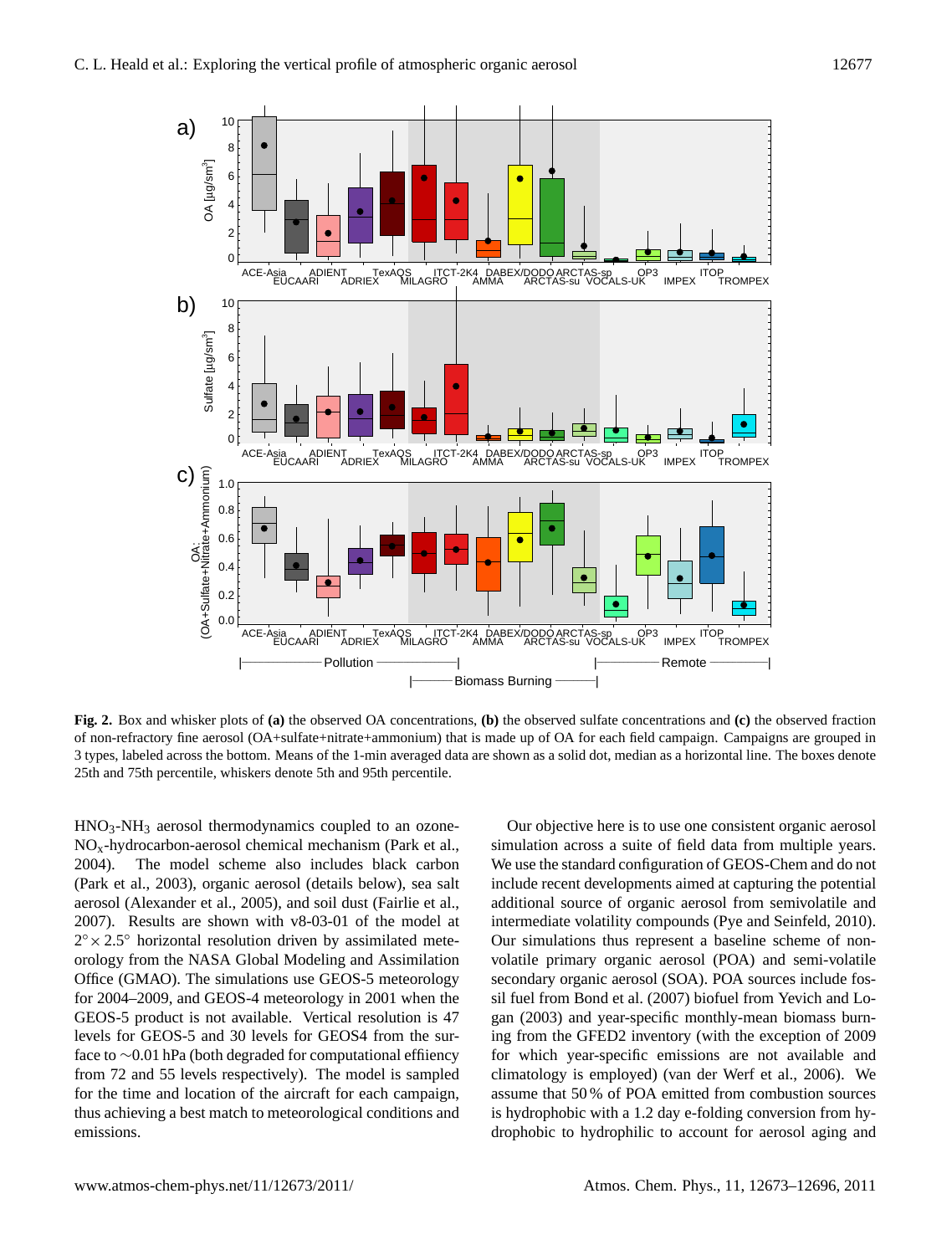**Fig. 2.** Box and whisker plots of **(a)** the observed OA concentrations, **(b)** the observed sulfate concentrations and **(c)** the observed fraction of non-refractory fine aerosol (OA+sulfate+nitrate+ammonium) that is made up of OA for each field campaign. Campaigns are grouped in 3 types, labeled across the bottom. Means of the 1-min averaged data are shown as a solid dot, median as a horizontal line. The boxes denote 25th and 75th percentile, whiskers denote 5th and 95th percentile.

$HNO_3$-$NH_3$ aerosol thermodynamics coupled to an ozone-$NO_x$-hydrocarbon-aerosol chemical mechanism (Park et al., 2004). The model scheme also includes black carbon (Park et al., 2003), organic aerosol (details below), sea salt aerosol (Alexander et al., 2005), and soil dust (Fairlie et al., 2007). Results are shown with v8-03-01 of the model at $2^\circ \times 2.5^\circ$ horizontal resolution driven by assimilated meteorology from the NASA Global Modeling and Assimilation Office (GMAO). The simulations use GEOS-5 meteorology for 2004–2009, and GEOS-4 meteorology in 2001 when the GEOS-5 product is not available. Vertical resolution is 47 levels for GEOS-5 and 30 levels for GEOS4 from the surface to ~0.01 hPa (both degraded for computational effiency from 72 and 55 levels respectively). The model is sampled for the time and location of the aircraft for each campaign, thus achieving a best match to meteorological conditions and emissions.

Our objective here is to use one consistent organic aerosol simulation across a suite of field data from multiple years. We use the standard configuration of GEOS-Chem and do not include recent developments aimed at capturing the potential additional source of organic aerosol from semivolatile and intermediate volatility compounds (Pye and Seinfeld, 2010). Our simulations thus represent a baseline scheme of non-volatile primary organic aerosol (POA) and semi-volatile secondary organic aerosol (SOA). POA sources include fossil fuel from Bond et al. (2007) biofuel from Yevich and Logan (2003) and year-specific monthly-mean biomass burning from the GFED2 inventory (with the exception of 2009 for which year-specific emissions are not available and climatology is employed) (van der Werf et al., 2006). We assume that 50 % of POA emitted from combustion sources is hydrophobic with a 1.2 day e-folding conversion from hydrophobic to hydrophilic to account for aerosol aging and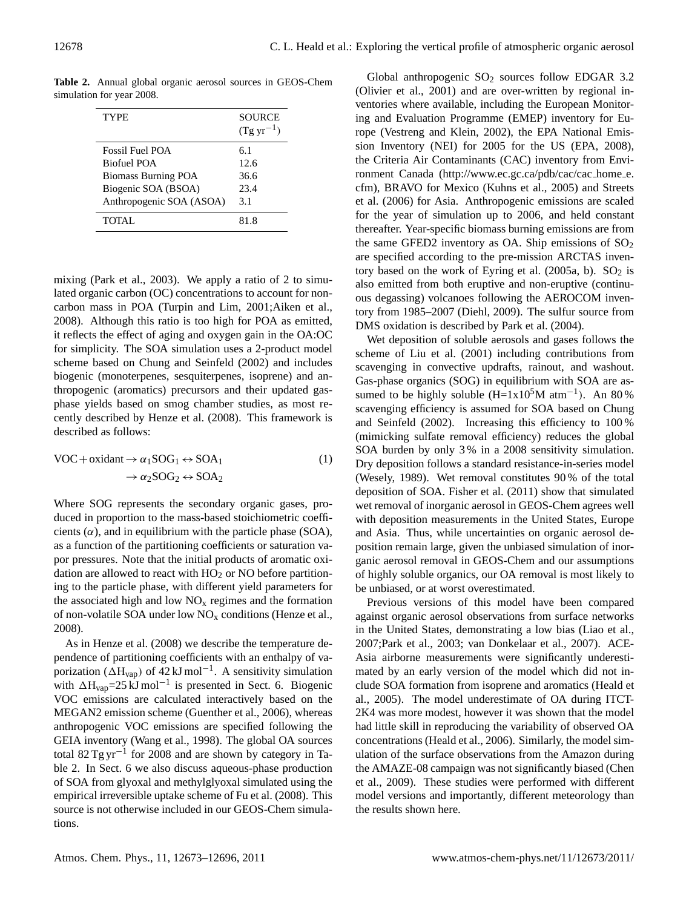**Table 2.** Annual global organic aerosol sources in GEOS-Chem simulation for year 2008.

| TYPE | SOURCE ($Tg\,yr^{-1}$) |
|---|---|
| Fossil Fuel POA | 6.1 |
| Biofuel POA | 12.6 |
| Biomass Burning POA | 36.6 |
| Biogenic SOA (BSOA) | 23.4 |
| Anthropogenic SOA (ASOA) | 3.1 |
| TOTAL | 81.8 |

mixing (Park et al., 2003). We apply a ratio of 2 to simulated organic carbon (OC) concentrations to account for non-carbon mass in POA (Turpin and Lim, 2001;Aiken et al., 2008). Although this ratio is too high for POA as emitted, it reflects the effect of aging and oxygen gain in the OA:OC for simplicity. The SOA simulation uses a 2-product model scheme based on Chung and Seinfeld (2002) and includes biogenic (monoterpenes, sesquiterpenes, isoprene) and anthropogenic (aromatics) precursors and their updated gas-phase yields based on smog chamber studies, as most recently described by Henze et al. (2008). This framework is described as follows:

$$\begin{aligned} \text{VOC} + \text{oxidant} &\rightarrow \alpha_1 \text{SOG}_1 \leftrightarrow \text{SOA}_1 \\ &\rightarrow \alpha_2 \text{SOG}_2 \leftrightarrow \text{SOA}_2 \end{aligned} \tag{1}$$

Where SOG represents the secondary organic gases, produced in proportion to the mass-based stoichiometric coefficients ($\alpha$), and in equilibrium with the particle phase (SOA), as a function of the partitioning coefficients or saturation vapor pressures. Note that the initial products of aromatic oxidation are allowed to react with $HO_2$ or NO before partitioning to the particle phase, with different yield parameters for the associated high and low $NO_x$ regimes and the formation of non-volatile SOA under low $NO_x$ conditions (Henze et al., 2008).

As in Henze et al. (2008) we describe the temperature dependence of partitioning coefficients with an enthalpy of vaporization ($\Delta H_{vap}$) of 42 $kJ\,mol^{-1}$. A sensitivity simulation with $\Delta H_{vap}$=25 $kJ\,mol^{-1}$ is presented in Sect. 6. Biogenic VOC emissions are calculated interactively based on the MEGAN2 emission scheme (Guenther et al., 2006), whereas anthropogenic VOC emissions are specified following the GEIA inventory (Wang et al., 1998). The global OA sources total 82 $Tg\,yr^{-1}$ for 2008 and are shown by category in Table 2. In Sect. 6 we also discuss aqueous-phase production of SOA from glyoxal and methylglyoxal simulated using the empirical irreversible uptake scheme of Fu et al (2008). This source is not otherwise included in our GEOS-Chem simulations.

Global anthropogenic $SO_2$ sources follow EDGAR 3.2 (Olivier et al., 2001) and are over-written by regional inventories where available, including the European Monitoring and Evaluation Programme (EMEP) inventory for Europe (Vestreng and Klein, 2002), the EPA National Emission Inventory (NEI) for 2005 for the US (EPA, 2008), the Criteria Air Contaminants (CAC) inventory from Environment Canada (http://www.ec.gc.ca/pdb/cac/cac_home_e.cfm), BRAVO for Mexico (Kuhns et al., 2005) and Streets et al. (2006) for Asia. Anthropogenic emissions are scaled for the year of simulation up to 2006, and held constant thereafter. Year-specific biomass burning emissions are from the same GFED2 inventory as OA. Ship emissions of $SO_2$ are specified according to the pre-mission ARCTAS inventory based on the work of Eyring et al. (2005a, b). $SO_2$ is also emitted from both eruptive and non-eruptive (continuous degassing) volcanoes following the AEROCOM inventory from 1985–2007 (Diehl, 2009). The sulfur source from DMS oxidation is described by Park et al. (2004).

Wet deposition of soluble aerosols and gases follows the scheme of Liu et al. (2001) including contributions from scavenging in convective updrafts, rainout, and washout. Gas-phase organics (SOG) in equilibrium with SOA are assumed to be highly soluble (H=$1\times10^5$M $atm^{-1}$). An 80 % scavenging efficiency is assumed for SOA based on Chung and Seinfeld (2002). Increasing this efficiency to 100 % (mimicking sulfate removal efficiency) reduces the global SOA burden by only 3 % in a 2008 sensitivity simulation. Dry deposition follows a standard resistance-in-series model (Wesely, 1989). Wet removal constitutes 90 % of the total deposition of SOA. Fisher et al. (2011) show that simulated wet removal of inorganic aerosol in GEOS-Chem agrees well with deposition measurements in the United States, Europe and Asia. Thus, while uncertainties on organic aerosol deposition remain large, given the unbiased simulation of inorganic aerosol removal in GEOS-Chem and our assumptions of highly soluble organics, our OA removal is most likely to be unbiased, or at worst overestimated.

Previous versions of this model have been compared against organic aerosol observations from surface networks in the United States, demonstrating a low bias (Liao et al., 2007;Park et al., 2003; van Donkelaar et al., 2007). ACE-Asia airborne measurements were significantly underestimated by an early version of the model which did not include SOA formation from isoprene and aromatics (Heald et al., 2005). The model underestimate of OA during ITCT-2K4 was more modest, however it was shown that the model had little skill in reproducing the variability of observed OA concentrations (Heald et al., 2006). Similarly, the model simulation of the surface observations from the Amazon during the AMAZE-08 campaign was not significantly biased (Chen et al., 2009). These studies were performed with different model versions and importantly, different meteorology than the results shown here.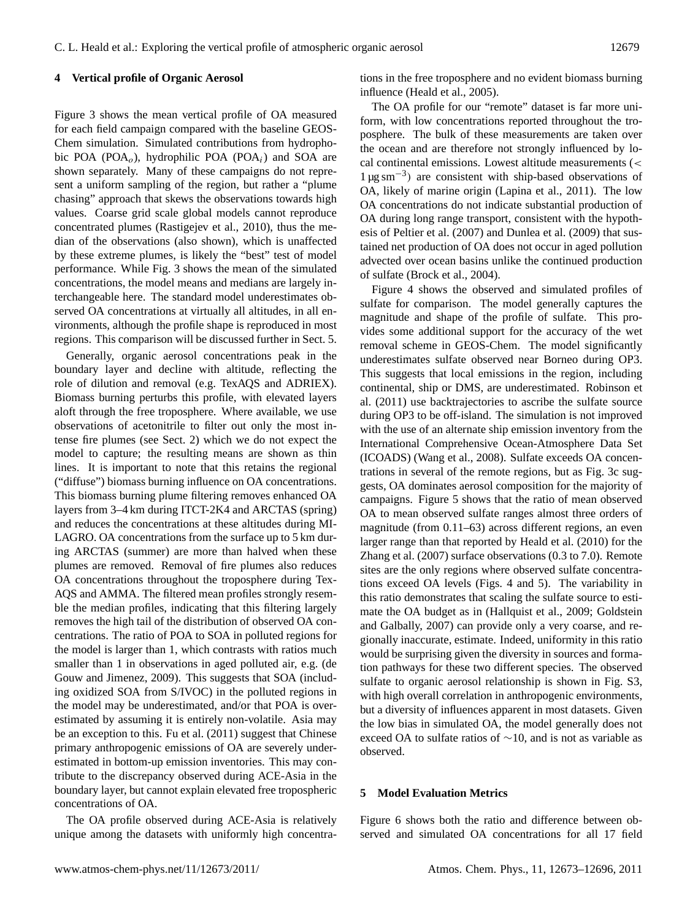## 4 Vertical profile of Organic Aerosol

Figure 3 shows the mean vertical profile of OA measured for each field campaign compared with the baseline GEOS-Chem simulation. Simulated contributions from hydrophobic POA ($POA_o$), hydrophilic POA ($POA_i$) and SOA are shown separately. Many of these campaigns do not represent a uniform sampling of the region, but rather a "plume chasing" approach that skews the observations towards high values. Coarse grid scale global models cannot reproduce concentrated plumes (Rastigejev et al., 2010), thus the median of the observations (also shown), which is unaffected by these extreme plumes, is likely the "best" test of model performance. While Fig. 3 shows the mean of the simulated concentrations, the model means and medians are largely interchangeable here. The standard model underestimates observed OA concentrations at virtually all altitudes, in all environments, although the profile shape is reproduced in most regions. This comparison will be discussed further in Sect. 5.

Generally, organic aerosol concentrations peak in the boundary layer and decline with altitude, reflecting the role of dilution and removal (e.g. TexAQS and ADRIEX). Biomass burning perturbs this profile, with elevated layers aloft through the free troposphere. Where available, we use observations of acetonitrile to filter out only the most intense fire plumes (see Sect. 2) which we do not expect the model to capture; the resulting means are shown as thin lines. It is important to note that this retains the regional ("diffuse") biomass burning influence on OA concentrations. This biomass burning plume filtering removes enhanced OA layers from 3–4 km during ITCT-2K4 and ARCTAS (spring) and reduces the concentrations at these altitudes during MILAGRO. OA concentrations from the surface up to 5 km during ARCTAS (summer) are more than halved when these plumes are removed. Removal of fire plumes also reduces OA concentrations throughout the troposphere during TexAQS and AMMA. The filtered mean profiles strongly resemble the median profiles, indicating that this filtering largely removes the high tail of the distribution of observed OA concentrations. The ratio of POA to SOA in polluted regions for the model is larger than 1, which contrasts with ratios much smaller than 1 in observations in aged polluted air, e.g. (de Gouw and Jimenez, 2009). This suggests that SOA (including oxidized SOA from S/IVOC) in the polluted regions in the model may be underestimated, and/or that POA is overestimated by assuming it is entirely non-volatile. Asia may be an exception to this. Fu et al. (2011) suggest that Chinese primary anthropogenic emissions of OA are severely underestimated in bottom-up emission inventories. This may contribute to the discrepancy observed during ACE-Asia in the boundary layer, but cannot explain elevated free tropospheric concentrations of OA.

The OA profile observed during ACE-Asia is relatively unique among the datasets with uniformly high concentrations in the free troposphere and no evident biomass burning influence (Heald et al., 2005).

The OA profile for our "remote" dataset is far more uniform, with low concentrations reported throughout the troposphere. The bulk of these measurements are taken over the ocean and are therefore not strongly influenced by local continental emissions. Lowest altitude measurements ($< 1\,\mu g\,sm^{-3}$) are consistent with ship-based observations of OA, likely of marine origin (Lapina et al., 2011). The low OA concentrations do not indicate substantial production of OA during long range transport, consistent with the hypothesis of Peltier et al. (2007) and Dunlea et al. (2009) that sustained net production of OA does not occur in aged pollution advected over ocean basins unlike the continued production of sulfate (Brock et al., 2004).

Figure 4 shows the observed and simulated profiles of sulfate for comparison. The model generally captures the magnitude and shape of the profile of sulfate. This provides some additional support for the accuracy of the wet removal scheme in GEOS-Chem. The model significantly underestimates sulfate observed near Borneo during OP3. This suggests that local emissions in the region, including continental, ship or DMS, are underestimated. Robinson et al. (2011) use backtrajectories to ascribe the sulfate source during OP3 to be off-island. The simulation is not improved with the use of an alternate ship emission inventory from the International Comprehensive Ocean-Atmosphere Data Set (ICOADS) (Wang et al., 2008). Sulfate exceeds OA concentrations in several of the remote regions, but as Fig. 3c suggests, OA dominates aerosol composition for the majority of campaigns. Figure 5 shows that the ratio of mean observed OA to mean observed sulfate ranges almost three orders of magnitude (from 0.11–63) across different regions, an even larger range than that reported by Heald et al. (2010) for the Zhang et al. (2007) surface observations (0.3 to 7.0). Remote sites are the only regions where observed sulfate concentrations exceed OA levels (Figs. 4 and 5). The variability in this ratio demonstrates that scaling the sulfate source to estimate the OA budget as in (Hallquist et al., 2009; Goldstein and Galbally, 2007) can provide only a very coarse, and regionally inaccurate, estimate. Indeed, uniformity in this ratio would be surprising given the diversity in sources and formation pathways for these two different species. The observed sulfate to organic aerosol relationship is shown in Fig. S3, with high overall correlation in anthropogenic environments, but a diversity of influences apparent in most datasets. Given the low bias in simulated OA, the model generally does not exceed OA to sulfate ratios of $\sim$10, and is not as variable as observed.

## 5 Model Evaluation Metrics

Figure 6 shows both the ratio and difference between observed and simulated OA concentrations for all 17 field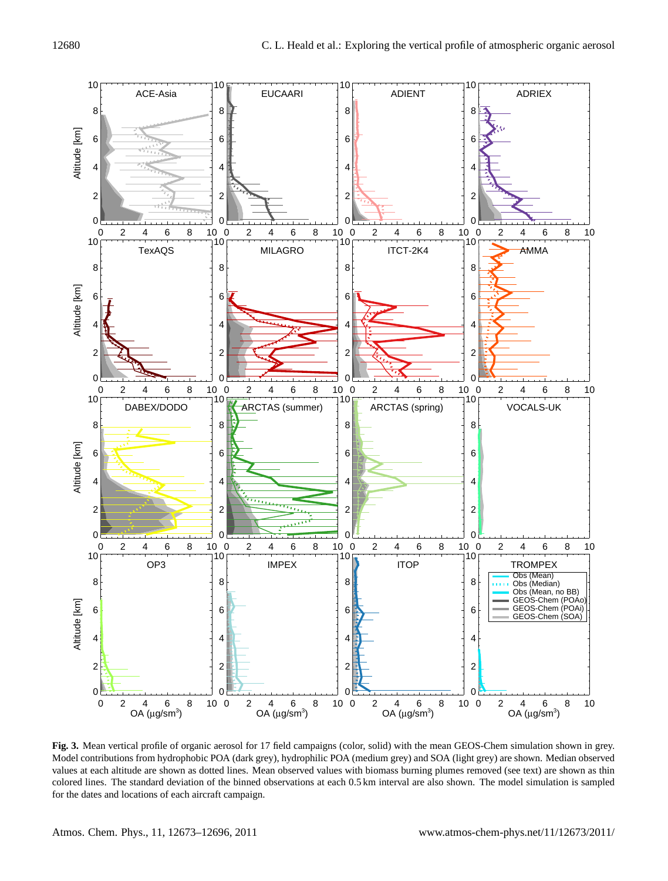**Fig. 3.** Mean vertical profile of organic aerosol for 17 field campaigns (color, solid) with the mean GEOS-Chem simulation shown in grey. Model contributions from hydrophobic POA (dark grey), hydrophilic POA (medium grey) and SOA (light grey) are shown. Median observed values at each altitude are shown as dotted lines. Mean observed values with biomass burning plumes removed (see text) are shown as thin colored lines. The standard deviation of the binned observations at each 0.5 km interval are also shown. The model simulation is sampled for the dates and locations of each aircraft campaign.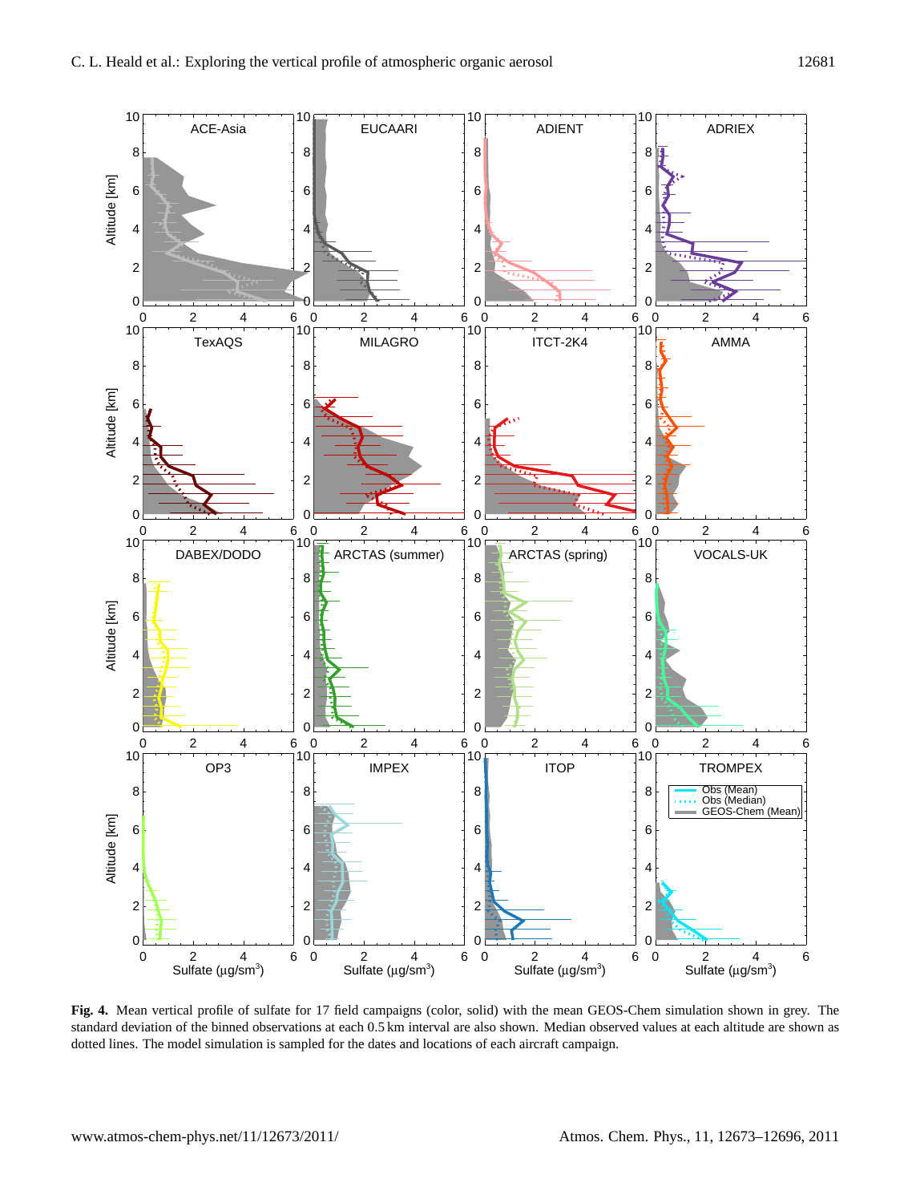**Fig. 4.** Mean vertical profile of sulfate for 17 field campaigns (color, solid) with the mean GEOS-Chem simulation shown in grey. The standard deviation of the binned observations at each 0.5 km interval are also shown. Median observed values at each altitude are shown as dotted lines. The model simulation is sampled for the dates and locations of each aircraft campaign.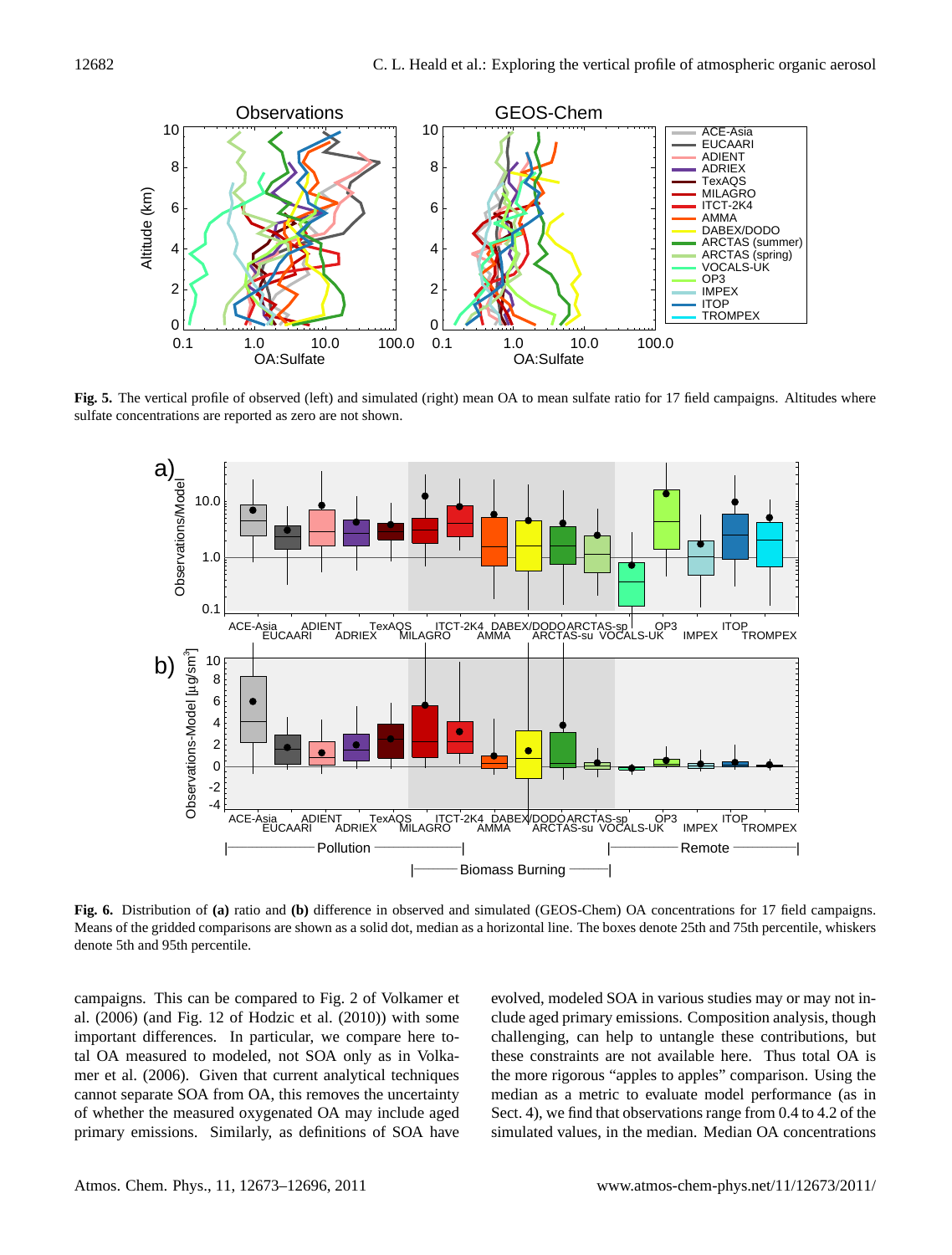**Fig. 5.** The vertical profile of observed (left) and simulated (right) mean OA to mean sulfate ratio for 17 field campaigns. Altitudes where sulfate concentrations are reported as zero are not shown.

**Fig. 6.** Distribution of **(a)** ratio and **(b)** difference in observed and simulated (GEOS-Chem) OA concentrations for 17 field campaigns. Means of the gridded comparisons are shown as a solid dot, median as a horizontal line. The boxes denote 25th and 75th percentile, whiskers denote 5th and 95th percentile.

campaigns. This can be compared to Fig. 2 of Volkamer et al. (2006) (and Fig. 12 of Hodzic et al. (2010)) with some important differences. In particular, we compare here total OA measured to modeled, not SOA only as in Volkamer et al. (2006). Given that current analytical techniques cannot separate SOA from OA, this removes the uncertainty of whether the measured oxygenated OA may include aged primary emissions. Similarly, as definitions of SOA have evolved, modeled SOA in various studies may or may not include aged primary emissions. Composition analysis, though challenging, can help to untangle these contributions, but these constraints are not available here. Thus total OA is the more rigorous "apples to apples" comparison. Using the median as a metric to evaluate model performance (as in Sect. 4), we find that observations range from 0.4 to 4.2 of the simulated values, in the median. Median OA concentrations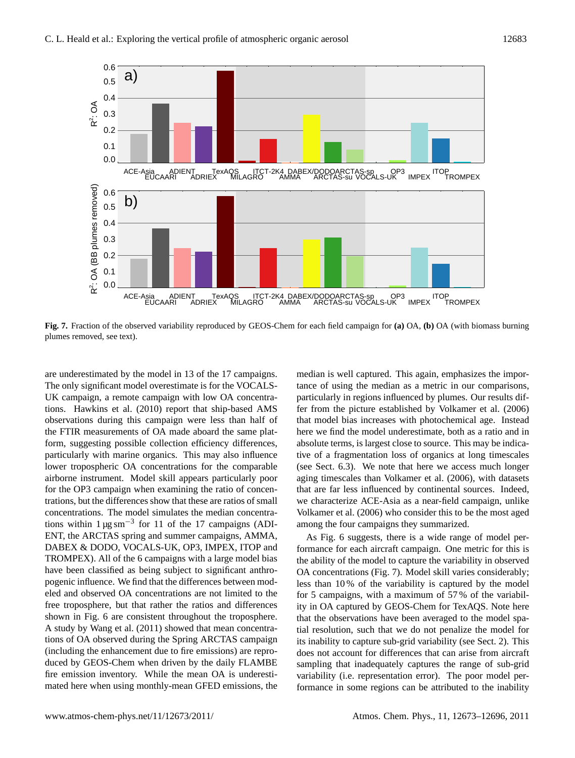Fig. 7. Fraction of the observed variability reproduced by GEOS-Chem for each field campaign for **(a)** OA, **(b)** OA (with biomass burning plumes removed, see text).

are underestimated by the model in 13 of the 17 campaigns. The only significant model overestimate is for the VOCALS-UK campaign, a remote campaign with low OA concentrations. Hawkins et al. (2010) report that ship-based AMS observations during this campaign were less than half of the FTIR measurements of OA made aboard the same platform, suggesting possible collection efficiency differences, particularly with marine organics. This may also influence lower tropospheric OA concentrations for the comparable airborne instrument. Model skill appears particularly poor for the OP3 campaign when examining the ratio of concentrations, but the differences show that these are ratios of small concentrations. The model simulates the median concentrations within 1 $\mu g\, sm^{-3}$ for 11 of the 17 campaigns (ADIENT, the ARCTAS spring and summer campaigns, AMMA, DABEX & DODO, VOCALS-UK, OP3, IMPEX, ITOP and TROMPEX). All of the 6 campaigns with a large model bias have been classified as being subject to significant anthropogenic influence. We find that the differences between modeled and observed OA concentrations are not limited to the free troposphere, but that rather the ratios and differences shown in Fig. 6 are consistent throughout the troposphere. A study by Wang et al. (2011) showed that mean concentrations of OA observed during the Spring ARCTAS campaign (including the enhancement due to fire emissions) are reproduced by GEOS-Chem when driven by the daily FLAMBE fire emission inventory. While the mean OA is underestimated here when using monthly-mean GFED emissions, the median is well captured. This again, emphasizes the importance of using the median as a metric in our comparisons, particularly in regions influenced by plumes. Our results differ from the picture established by Volkamer et al. (2006) that model bias increases with photochemical age. Instead here we find the model underestimate, both as a ratio and in absolute terms, is largest close to source. This may be indicative of a fragmentation loss of organics at long timescales (see Sect. 6.3). We note that here we access much longer aging timescales than Volkamer et al. (2006), with datasets that are far less influenced by continental sources. Indeed, we characterize ACE-Asia as a near-field campaign, unlike Volkamer et al. (2006) who consider this to be the most aged among the four campaigns they summarized.

As Fig. 6 suggests, there is a wide range of model performance for each aircraft campaign. One metric for this is the ability of the model to capture the variability in observed OA concentrations (Fig. 7). Model skill varies considerably; less than 10 % of the variability is captured by the model for 5 campaigns, with a maximum of 57 % of the variability in OA captured by GEOS-Chem for TexAQS. Note here that the observations have been averaged to the model spatial resolution, such that we do not penalize the model for its inability to capture sub-grid variability (see Sect. 2). This does not account for differences that can arise from aircraft sampling that inadequately captures the range of sub-grid variability (i.e. representation error). The poor model performance in some regions can be attributed to the inability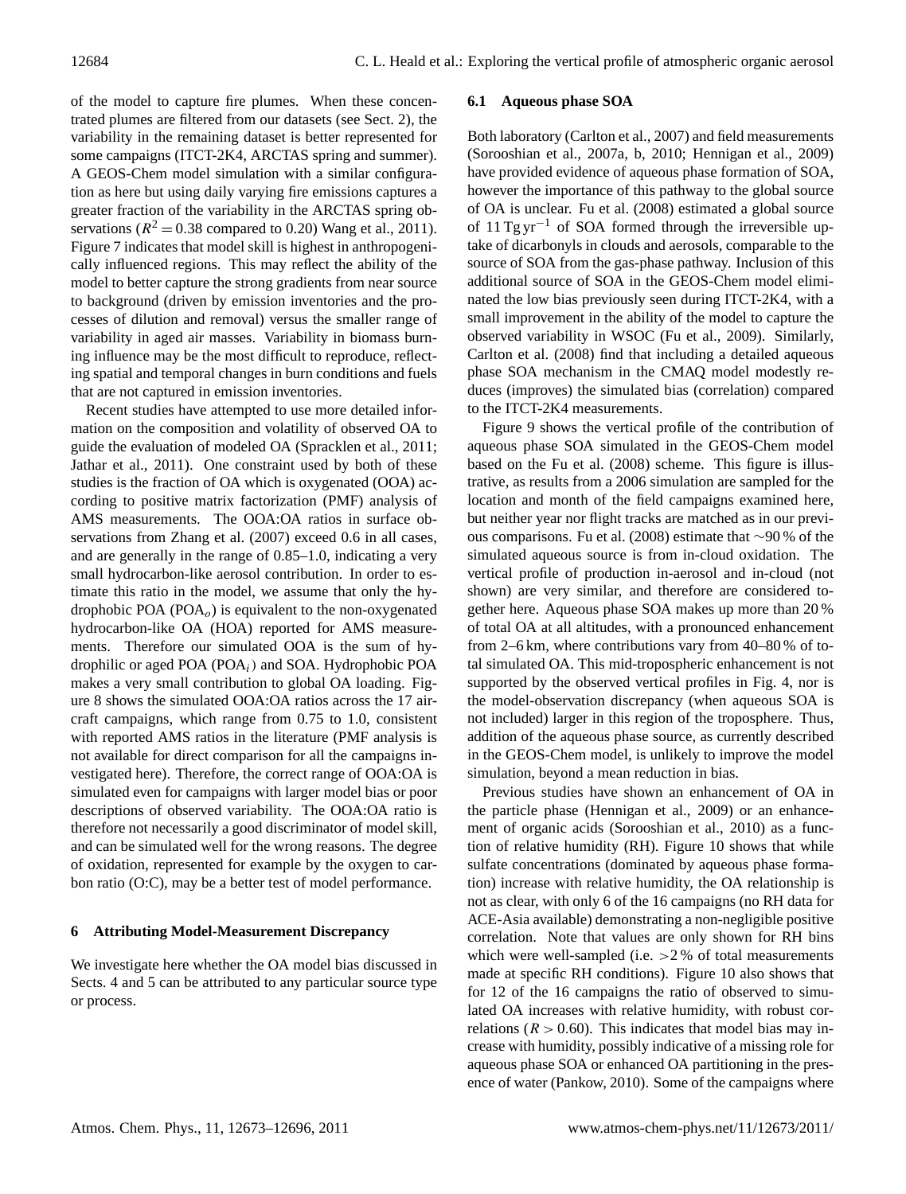of the model to capture fire plumes. When these concentrated plumes are filtered from our datasets (see Sect. 2), the variability in the remaining dataset is better represented for some campaigns (ITCT-2K4, ARCTAS spring and summer). A GEOS-Chem model simulation with a similar configuration as here but using daily varying fire emissions captures a greater fraction of the variability in the ARCTAS spring observations ($R^2 = 0.38$ compared to 0.20) Wang et al., 2011). Figure 7 indicates that model skill is highest in anthropogenically influenced regions. This may reflect the ability of the model to better capture the strong gradients from near source to background (driven by emission inventories and the processes of dilution and removal) versus the smaller range of variability in aged air masses. Variability in biomass burning influence may be the most difficult to reproduce, reflecting spatial and temporal changes in burn conditions and fuels that are not captured in emission inventories.

Recent studies have attempted to use more detailed information on the composition and volatility of observed OA to guide the evaluation of modeled OA (Spracklen et al., 2011; Jathar et al., 2011). One constraint used by both of these studies is the fraction of OA which is oxygenated (OOA) according to positive matrix factorization (PMF) analysis of AMS measurements. The OOA:OA ratios in surface observations from Zhang et al. (2007) exceed 0.6 in all cases, and are generally in the range of 0.85–1.0, indicating a very small hydrocarbon-like aerosol contribution. In order to estimate this ratio in the model, we assume that only the hydrophobic POA ($POA_o$) is equivalent to the non-oxygenated hydrocarbon-like OA (HOA) reported for AMS measurements. Therefore our simulated OOA is the sum of hydrophilic or aged POA ($POA_i$) and SOA. Hydrophobic POA makes a very small contribution to global OA loading. Figure 8 shows the simulated OOA:OA ratios across the 17 aircraft campaigns, which range from 0.75 to 1.0, consistent with reported AMS ratios in the literature (PMF analysis is not available for direct comparison for all the campaigns investigated here). Therefore, the correct range of OOA:OA is simulated even for campaigns with larger model bias or poor descriptions of observed variability. The OOA:OA ratio is therefore not necessarily a good discriminator of model skill, and can be simulated well for the wrong reasons. The degree of oxidation, represented for example by the oxygen to carbon ratio (O:C), may be a better test of model performance.

## 6 Attributing Model-Measurement Discrepancy

We investigate here whether the OA model bias discussed in Sects. 4 and 5 can be attributed to any particular source type or process.

### 6.1 Aqueous phase SOA

Both laboratory (Carlton et al., 2007) and field measurements (Sorooshian et al., 2007a, b, 2010; Hennigan et al., 2009) have provided evidence of aqueous phase formation of SOA, however the importance of this pathway to the global source of OA is unclear. Fu et al. (2008) estimated a global source of 11 Tg $yr^{-1}$ of SOA formed through the irreversible uptake of dicarbonyls in clouds and aerosols, comparable to the source of SOA from the gas-phase pathway. Inclusion of this additional source of SOA in the GEOS-Chem model eliminated the low bias previously seen during ITCT-2K4, with a small improvement in the ability of the model to capture the observed variability in WSOC (Fu et al., 2009). Similarly, Carlton et al. (2008) find that including a detailed aqueous phase SOA mechanism in the CMAQ model modestly reduces (improves) the simulated bias (correlation) compared to the ITCT-2K4 measurements.

Figure 9 shows the vertical profile of the contribution of aqueous phase SOA simulated in the GEOS-Chem model based on the Fu et al. (2008) scheme. This figure is illustrative, as results from a 2006 simulation are sampled for the location and month of the field campaigns examined here, but neither year nor flight tracks are matched as in our previous comparisons. Fu et al. (2008) estimate that ∼90 % of the simulated aqueous source is from in-cloud oxidation. The vertical profile of production in-aerosol and in-cloud (not shown) are very similar, and therefore are considered together here. Aqueous phase SOA makes up more than 20 % of total OA at all altitudes, with a pronounced enhancement from 2–6 km, where contributions vary from 40–80 % of total simulated OA. This mid-tropospheric enhancement is not supported by the observed vertical profiles in Fig. 4, nor is the model-observation discrepancy (when aqueous SOA is not included) larger in this region of the troposphere. Thus, addition of the aqueous phase source, as currently described in the GEOS-Chem model, is unlikely to improve the model simulation, beyond a mean reduction in bias.

Previous studies have shown an enhancement of OA in the particle phase (Hennigan et al., 2009) or an enhancement of organic acids (Sorooshian et al., 2010) as a function of relative humidity (RH). Figure 10 shows that while sulfate concentrations (dominated by aqueous phase formation) increase with relative humidity, the OA relationship is not as clear, with only 6 of the 16 campaigns (no RH data for ACE-Asia available) demonstrating a non-negligible positive correlation. Note that values are only shown for RH bins which were well-sampled (i.e. >2 % of total measurements made at specific RH conditions). Figure 10 also shows that for 12 of the 16 campaigns the ratio of observed to simulated OA increases with relative humidity, with robust correlations ($R > 0.60$). This indicates that model bias may increase with humidity, possibly indicative of a missing role for aqueous phase SOA or enhanced OA partitioning in the presence of water (Pankow, 2010). Some of the campaigns where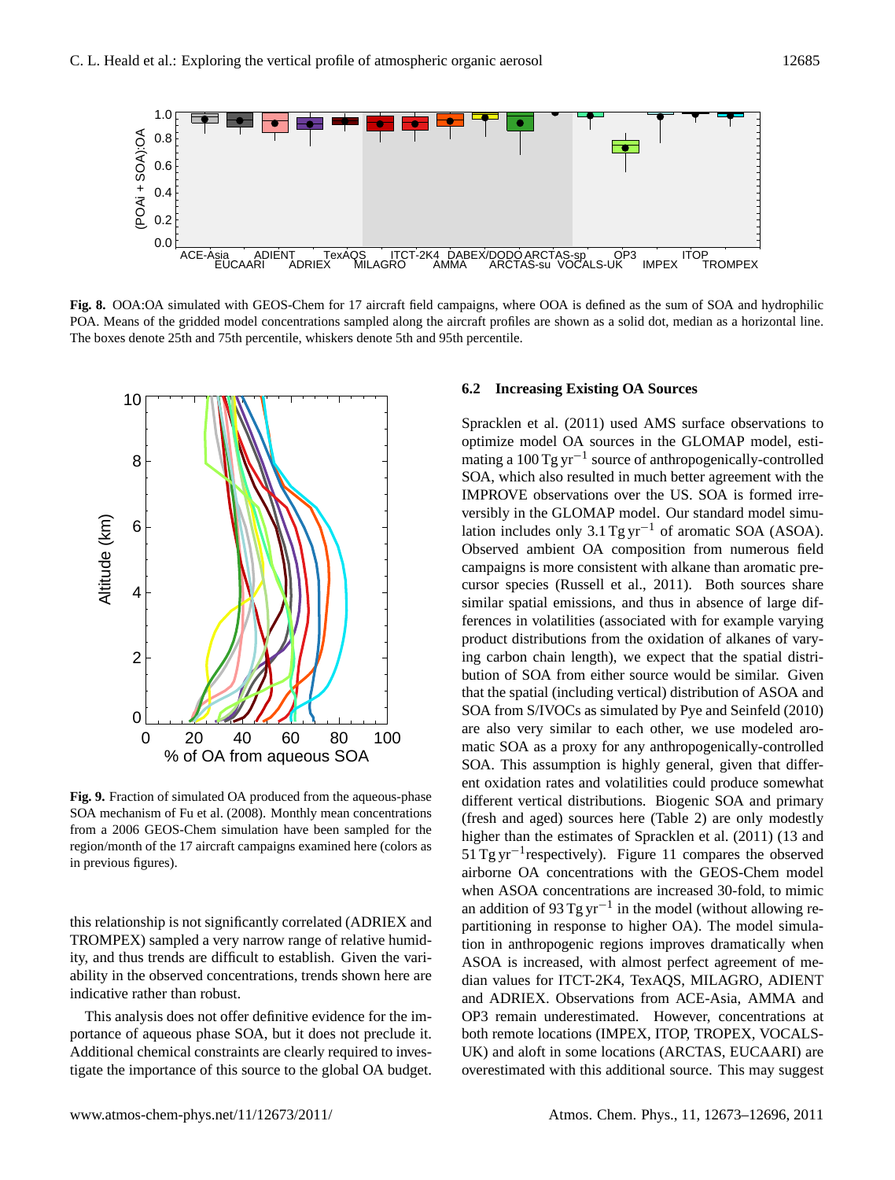**Fig. 8.** OOA:OA simulated with GEOS-Chem for 17 aircraft field campaigns, where OOA is defined as the sum of SOA and hydrophilic POA. Means of the gridded model concentrations sampled along the aircraft profiles are shown as a solid dot, median as a horizontal line. The boxes denote 25th and 75th percentile, whiskers denote 5th and 95th percentile.

**Fig. 9.** Fraction of simulated OA produced from the aqueous-phase SOA mechanism of Fu et al. (2008). Monthly mean concentrations from a 2006 GEOS-Chem simulation have been sampled for the region/month of the 17 aircraft campaigns examined here (colors as in previous figures).

this relationship is not significantly correlated (ADRIEX and TROMPEX) sampled a very narrow range of relative humidity, and thus trends are difficult to establish. Given the variability in the observed concentrations, trends shown here are indicative rather than robust.

This analysis does not offer definitive evidence for the importance of aqueous phase SOA, but it does not preclude it. Additional chemical constraints are clearly required to investigate the importance of this source to the global OA budget.

### 6.2 Increasing Existing OA Sources

Spracklen et al. (2011) used AMS surface observations to optimize model OA sources in the GLOMAP model, estimating a 100 $\mathrm{Tg\,yr^{-1}}$ source of anthropogenically-controlled SOA, which also resulted in much better agreement with the IMPROVE observations over the US. SOA is formed irreversibly in the GLOMAP model. Our standard model simulation includes only 3.1 $\mathrm{Tg\,yr^{-1}}$ of aromatic SOA (ASOA). Observed ambient OA composition from numerous field campaigns is more consistent with alkane than aromatic precursor species (Russell et al., 2011). Both sources share similar spatial emissions, and thus in absence of large differences in volatilities (associated with for example varying product distributions from the oxidation of alkanes of varying carbon chain length), we expect that the spatial distribution of SOA from either source would be similar. Given that the spatial (including vertical) distribution of ASOA and SOA from S/IVOCs as simulated by Pye and Seinfeld (2010) are also very similar to each other, we use modeled aromatic SOA as a proxy for any anthropogenically-controlled SOA. This assumption is highly general, given that different oxidation rates and volatilities could produce somewhat different vertical distributions. Biogenic SOA and primary (fresh and aged) sources here (Table 2) are only modestly higher than the estimates of Spracklen et al. (2011) (13 and 51 $\mathrm{Tg\,yr^{-1}}$respectively). Figure 11 compares the observed airborne OA concentrations with the GEOS-Chem model when ASOA concentrations are increased 30-fold, to mimic an addition of 93 $\mathrm{Tg\,yr^{-1}}$ in the model (without allowing re-partitioning in response to higher OA). The model simulation in anthropogenic regions improves dramatically when ASOA is increased, with almost perfect agreement of median values for ITCT-2K4, TexAQS, MILAGRO, ADIENT and ADRIEX. Observations from ACE-Asia, AMMA and OP3 remain underestimated. However, concentrations at both remote locations (IMPEX, ITOP, TROPEX, VOCALS-UK) and aloft in some locations (ARCTAS, EUCAARI) are overestimated with this additional source. This may suggest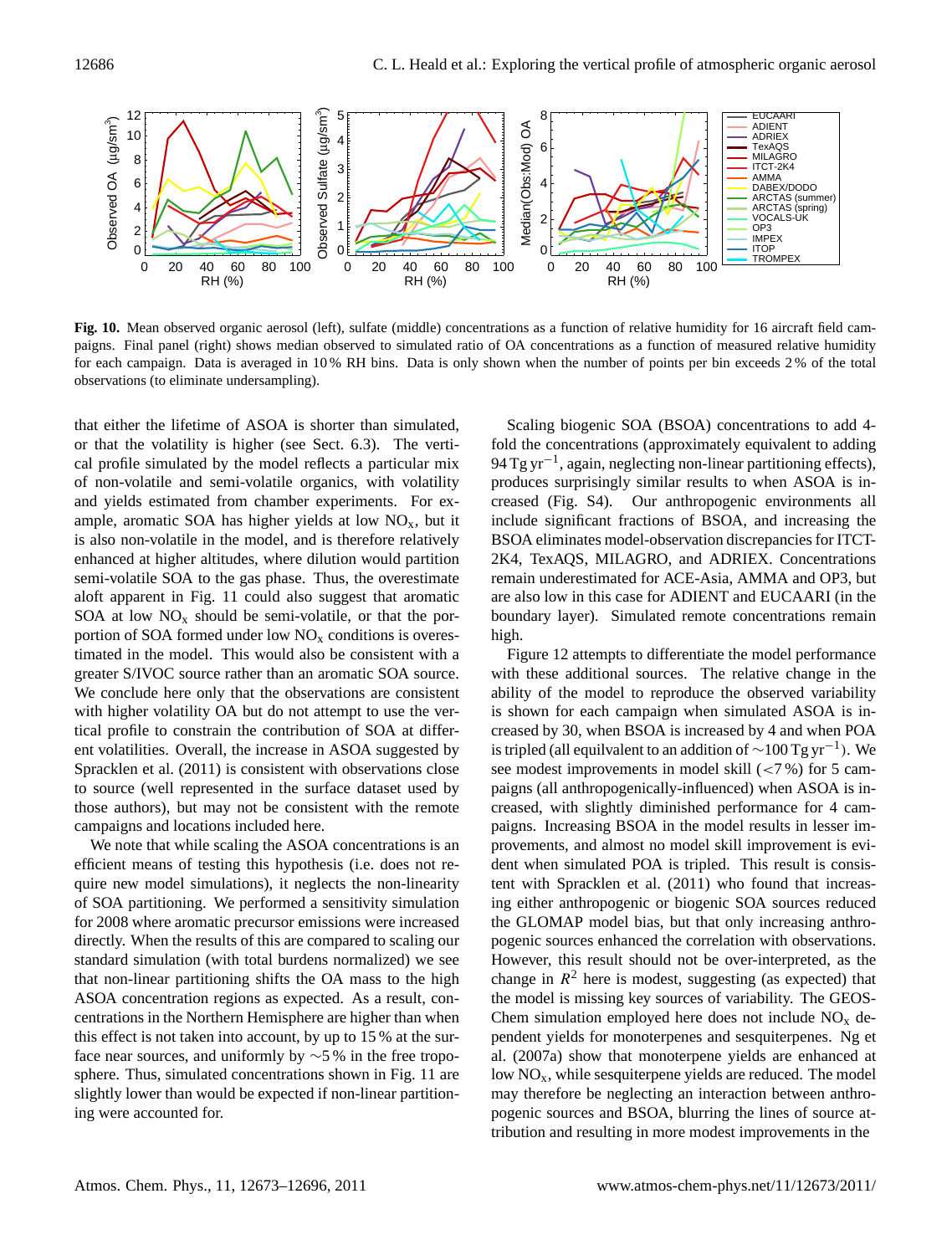**Fig. 10.** Mean observed organic aerosol (left), sulfate (middle) concentrations as a function of relative humidity for 16 aircraft field campaigns. Final panel (right) shows median observed to simulated ratio of OA concentrations as a function of measured relative humidity for each campaign. Data is averaged in 10 % RH bins. Data is only shown when the number of points per bin exceeds 2 % of the total observations (to eliminate undersampling).

that either the lifetime of ASOA is shorter than simulated, or that the volatility is higher (see Sect. 6.3). The vertical profile simulated by the model reflects a particular mix of non-volatile and semi-volatile organics, with volatility and yields estimated from chamber experiments. For example, aromatic SOA has higher yields at low $NO_x$, but it is also non-volatile in the model, and is therefore relatively enhanced at higher altitudes, where dilution would partition semi-volatile SOA to the gas phase. Thus, the overestimate aloft apparent in Fig. 11 could also suggest that aromatic SOA at low $NO_x$ should be semi-volatile, or that the portion of SOA formed under low $NO_x$ conditions is overestimated in the model. This would also be consistent with a greater S/IVOC source rather than an aromatic SOA source. We conclude here only that the observations are consistent with higher volatility OA but do not attempt to use the vertical profile to constrain the contribution of SOA at different volatilities. Overall, the increase in ASOA suggested by Spracklen et al. (2011) is consistent with observations close to source (well represented in the surface dataset used by those authors), but may not be consistent with the remote campaigns and locations included here.

We note that while scaling the ASOA concentrations is an efficient means of testing this hypothesis (i.e. does not require new model simulations), it neglects the non-linearity of SOA partitioning. We performed a sensitivity simulation for 2008 where aromatic precursor emissions were increased directly. When the results of this are compared to scaling our standard simulation (with total burdens normalized) we see that non-linear partitioning shifts the OA mass to the high ASOA concentration regions as expected. As a result, concentrations in the Northern Hemisphere are higher than when this effect is not taken into account, by up to 15 % at the surface near sources, and uniformly by ~5 % in the free troposphere. Thus, simulated concentrations shown in Fig. 11 are slightly lower than would be expected if non-linear partitioning were accounted for.

Scaling biogenic SOA (BSOA) concentrations to add 4-fold the concentrations (approximately equivalent to adding 94 Tg yr$^{-1}$, again, neglecting non-linear partitioning effects), produces surprisingly similar results to when ASOA is increased (Fig. S4). Our anthropogenic environments all include significant fractions of BSOA, and increasing the BSOA eliminates model-observation discrepancies for ITCT-2K4, TexAQS, MILAGRO, and ADRIEX. Concentrations remain underestimated for ACE-Asia, AMMA and OP3, but are also low in this case for ADIENT and EUCAARI (in the boundary layer). Simulated remote concentrations remain high.

Figure 12 attempts to differentiate the model performance with these additional sources. The relative change in the ability of the model to reproduce the observed variability is shown for each campaign when simulated ASOA is increased by 30, when BSOA is increased by 4 and when POA is tripled (all equilvalent to an addition of ~100 Tg yr$^{-1}$). We see modest improvements in model skill (<7 %) for 5 campaigns (all anthropogenically-influenced) when ASOA is increased, with slightly diminished performance for 4 campaigns. Increasing BSOA in the model results in lesser improvements, and almost no model skill improvement is evident when simulated POA is tripled. This result is consistent with Spracklen et al. (2011) who found that increasing either anthropogenic or biogenic SOA sources reduced the GLOMAP model bias, but that only increasing anthropogenic sources enhanced the correlation with observations. However, this result should not be over-interpreted, as the change in $R^2$ here is modest, suggesting (as expected) that the model is missing key sources of variability. The GEOS-Chem simulation employed here does not include $NO_x$ dependent yields for monoterpenes and sesquiterpenes. Ng et al. (2007a) show that monoterpene yields are enhanced at low $NO_x$, while sesquiterpene yields are reduced. The model may therefore be neglecting an interaction between anthropogenic sources and BSOA, blurring the lines of source attribution and resulting in more modest improvements in the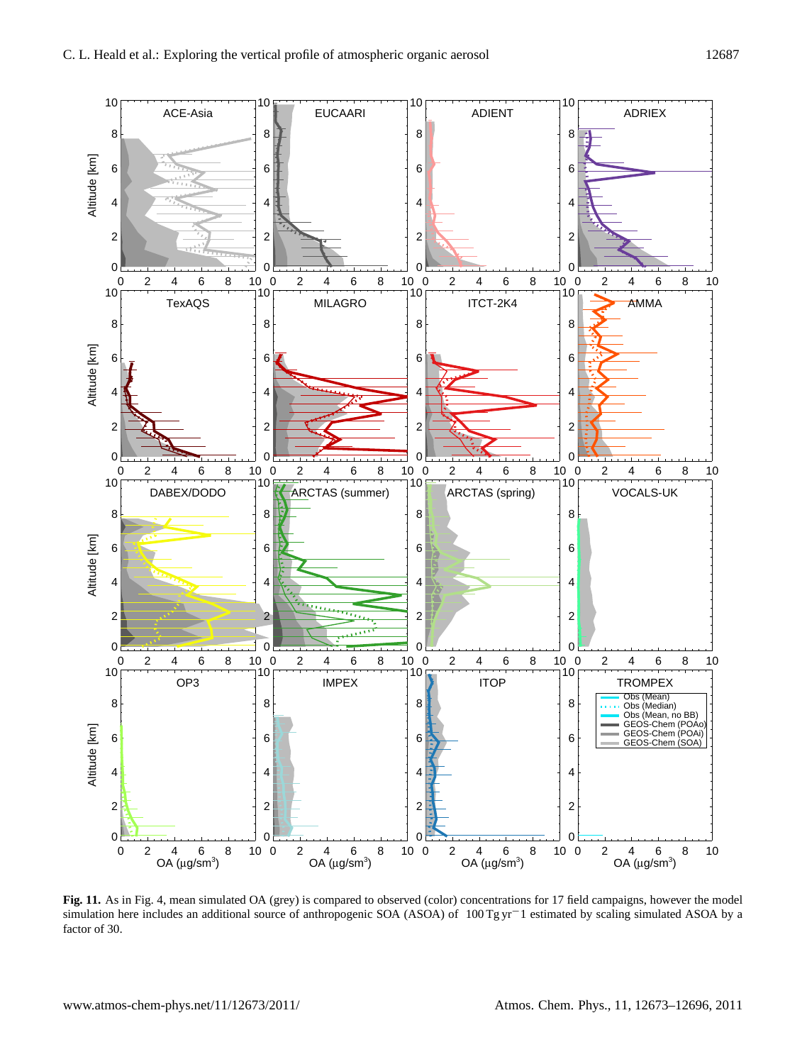**Fig. 11.** As in Fig. 4, mean simulated OA (grey) is compared to observed (color) concentrations for 17 field campaigns, however the model simulation here includes an additional source of anthropogenic SOA (ASOA) of $100\,\mathrm{Tg\,yr^{-1}}$ estimated by scaling simulated ASOA by a factor of 30.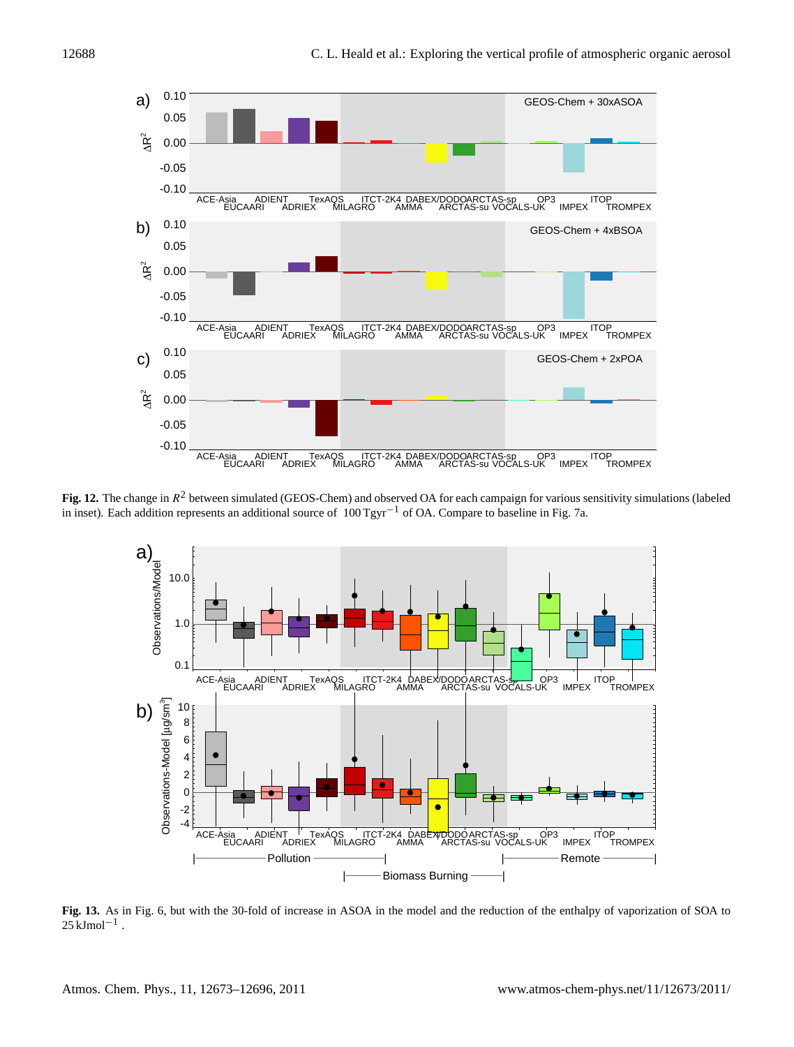**Fig. 12.** The change in $R^2$ between simulated (GEOS-Chem) and observed OA for each campaign for various sensitivity simulations (labeled in inset). Each addition represents an additional source of $100\,\mathrm{Tgyr}^{-1}$ of OA. Compare to baseline in Fig. 7a.

**Fig. 13.** As in Fig. 6, but with the 30-fold of increase in ASOA in the model and the reduction of the enthalpy of vaporization of SOA to $25\,\mathrm{kJmol}^{-1}$.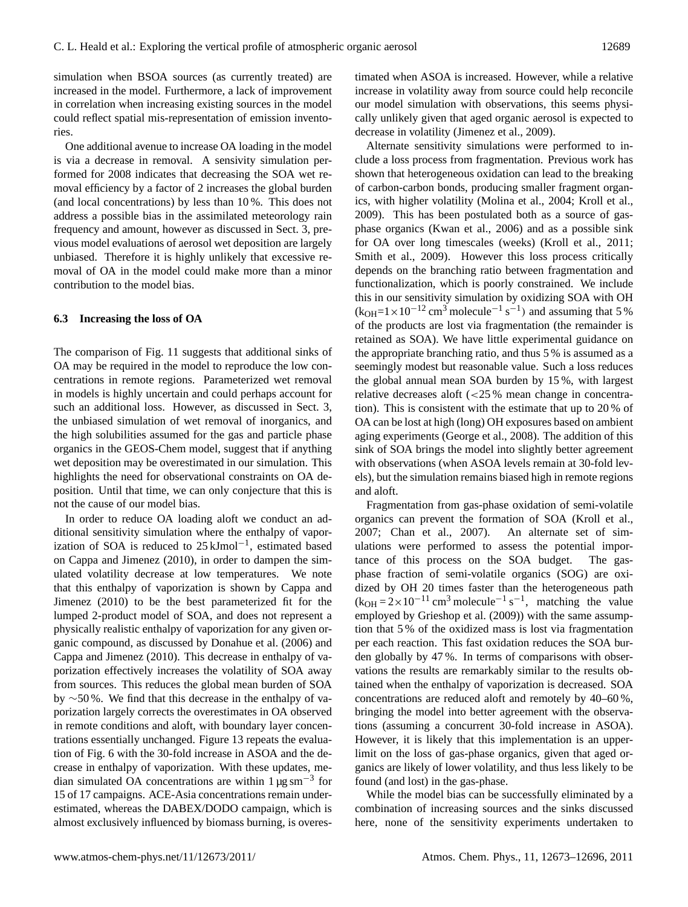simulation when BSOA sources (as currently treated) are increased in the model. Furthermore, a lack of improvement in correlation when increasing existing sources in the model could reflect spatial mis-representation of emission inventories.

One additional avenue to increase OA loading in the model is via a decrease in removal. A sensivity simulation performed for 2008 indicates that decreasing the SOA wet removal efficiency by a factor of 2 increases the global burden (and local concentrations) by less than 10 %. This does not address a possible bias in the assimilated meteorology rain frequency and amount, however as discussed in Sect. 3, previous model evaluations of aerosol wet deposition are largely unbiased. Therefore it is highly unlikely that excessive removal of OA in the model could make more than a minor contribution to the model bias.

### 6.3 Increasing the loss of OA

The comparison of Fig. 11 suggests that additional sinks of OA may be required in the model to reproduce the low concentrations in remote regions. Parameterized wet removal in models is highly uncertain and could perhaps account for such an additional loss. However, as discussed in Sect. 3, the unbiased simulation of wet removal of inorganics, and the high solubilities assumed for the gas and particle phase organics in the GEOS-Chem model, suggest that if anything wet deposition may be overestimated in our simulation. This highlights the need for observational constraints on OA deposition. Until that time, we can only conjecture that this is not the cause of our model bias.

In order to reduce OA loading aloft we conduct an additional sensitivity simulation where the enthalpy of vaporization of SOA is reduced to 25 $\mathrm{kJmol^{-1}}$, estimated based on Cappa and Jimenez (2010), in order to dampen the simulated volatility decrease at low temperatures. We note that this enthalpy of vaporization is shown by Cappa and Jimenez (2010) to be the best parameterized fit for the lumped 2-product model of SOA, and does not represent a physically realistic enthalpy of vaporization for any given organic compound, as discussed by Donahue et al. (2006) and Cappa and Jimenez (2010). This decrease in enthalpy of vaporization effectively increases the volatility of SOA away from sources. This reduces the global mean burden of SOA by $\sim$50 %. We find that this decrease in the enthalpy of vaporization largely corrects the overestimates in OA observed in remote conditions and aloft, with boundary layer concentrations essentially unchanged. Figure 13 repeats the evaluation of Fig. 6 with the 30-fold increase in ASOA and the decrease in enthalpy of vaporization. With these updates, median simulated OA concentrations are within 1 $\mathrm{\mu g\,sm^{-3}}$ for 15 of 17 campaigns. ACE-Asia concentrations remain underestimated, whereas the DABEX/DODO campaign, which is almost exclusively influenced by biomass burning, is overestimated when ASOA is increased. However, while a relative increase in volatility away from source could help reconcile our model simulation with observations, this seems physically unlikely given that aged organic aerosol is expected to decrease in volatility (Jimenez et al., 2009).

Alternate sensitivity simulations were performed to include a loss process from fragmentation. Previous work has shown that heterogeneous oxidation can lead to the breaking of carbon-carbon bonds, producing smaller fragment organics, with higher volatility (Molina et al., 2004; Kroll et al., 2009). This has been postulated both as a source of gas-phase organics (Kwan et al., 2006) and as a possible sink for OA over long timescales (weeks) (Kroll et al., 2011; Smith et al., 2009). However this loss process critically depends on the branching ratio between fragmentation and functionalization, which is poorly constrained. We include this in our sensitivity simulation by oxidizing SOA with OH ($k_{OH}=1\times10^{-12}\,\mathrm{cm^3\,molecule^{-1}\,s^{-1}}$) and assuming that 5 % of the products are lost via fragmentation (the remainder is retained as SOA). We have little experimental guidance on the appropriate branching ratio, and thus 5 % is assumed as a seemingly modest but reasonable value. Such a loss reduces the global annual mean SOA burden by 15 %, with largest relative decreases aloft (<25 % mean change in concentration). This is consistent with the estimate that up to 20 % of OA can be lost at high (long) OH exposures based on ambient aging experiments (George et al., 2008). The addition of this sink of SOA brings the model into slightly better agreement with observations (when ASOA levels remain at 30-fold levels), but the simulation remains biased high in remote regions and aloft.

Fragmentation from gas-phase oxidation of semi-volatile organics can prevent the formation of SOA (Kroll et al., 2007; Chan et al., 2007). An alternate set of simulations were performed to assess the potential importance of this process on the SOA budget. The gas-phase fraction of semi-volatile organics (SOG) are oxidized by OH 20 times faster than the heterogeneous path ($k_{OH}=2\times10^{-11}\,\mathrm{cm^3\,molecule^{-1}\,s^{-1}}$, matching the value employed by Grieshop et al. (2009)) with the same assumption that 5 % of the oxidized mass is lost via fragmentation per each reaction. This fast oxidation reduces the SOA burden globally by 47 %. In terms of comparisons with observations the results are remarkably similar to the results obtained when the enthalpy of vaporization is decreased. SOA concentrations are reduced aloft and remotely by 40–60 %, bringing the model into better agreement with the observations (assuming a concurrent 30-fold increase in ASOA). However, it is likely that this implementation is an upper-limit on the loss of gas-phase organics, given that aged organics are likely of lower volatility, and thus less likely to be found (and lost) in the gas-phase.

While the model bias can be successfully eliminated by a combination of increasing sources and the sinks discussed here, none of the sensitivity experiments undertaken to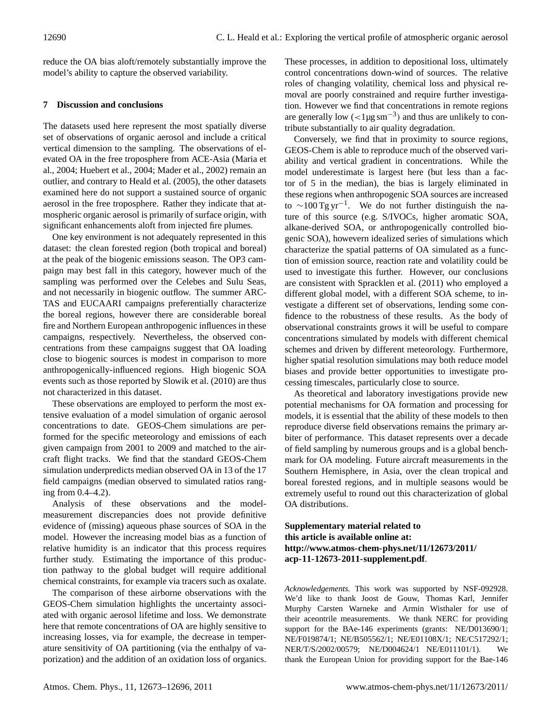reduce the OA bias aloft/remotely substantially improve the model's ability to capture the observed variability.

## 7 Discussion and conclusions

The datasets used here represent the most spatially diverse set of observations of organic aerosol and include a critical vertical dimension to the sampling. The observations of elevated OA in the free troposphere from ACE-Asia (Maria et al., 2004; Huebert et al., 2004; Mader et al., 2002) remain an outlier, and contrary to Heald et al. (2005), the other datasets examined here do not support a sustained source of organic aerosol in the free troposphere. Rather they indicate that atmospheric organic aerosol is primarily of surface origin, with significant enhancements aloft from injected fire plumes.

One key environment is not adequately represented in this dataset: the clean forested region (both tropical and boreal) at the peak of the biogenic emissions season. The OP3 campaign may best fall in this category, however much of the sampling was performed over the Celebes and Sulu Seas, and not necessarily in biogenic outflow. The summer ARCTAS and EUCAARI campaigns preferentially characterize the boreal regions, however there are considerable boreal fire and Northern European anthropogenic influences in these campaigns, respectively. Nevertheless, the observed concentrations from these campaigns suggest that OA loading close to biogenic sources is modest in comparison to more anthropogenically-influenced regions. High biogenic SOA events such as those reported by Slowik et al. (2010) are thus not characterized in this dataset.

These observations are employed to perform the most extensive evaluation of a model simulation of organic aerosol concentrations to date. GEOS-Chem simulations are performed for the specific meteorology and emissions of each given campaign from 2001 to 2009 and matched to the aircraft flight tracks. We find that the standard GEOS-Chem simulation underpredicts median observed OA in 13 of the 17 field campaigns (median observed to simulated ratios ranging from 0.4–4.2).

Analysis of these observations and the model-measurement discrepancies does not provide definitive evidence of (missing) aqueous phase sources of SOA in the model. However the increasing model bias as a function of relative humidity is an indicator that this process requires further study. Estimating the importance of this production pathway to the global budget will require additional chemical constraints, for example via tracers such as oxalate.

The comparison of these airborne observations with the GEOS-Chem simulation highlights the uncertainty associated with organic aerosol lifetime and loss. We demonstrate here that remote concentrations of OA are highly sensitive to increasing losses, via for example, the decrease in temperature sensitivity of OA partitioning (via the enthalpy of vaporization) and the addition of an oxidation loss of organics. These processes, in addition to depositional loss, ultimately control concentrations down-wind of sources. The relative roles of changing volatility, chemical loss and physical removal are poorly constrained and require further investigation. However we find that concentrations in remote regions are generally low ($<1\,\mu g\,sm^{-3}$) and thus are unlikely to contribute substantially to air quality degradation.

Conversely, we find that in proximity to source regions, GEOS-Chem is able to reproduce much of the observed variability and vertical gradient in concentrations. While the model underestimate is largest here (but less than a factor of 5 in the median), the bias is largely eliminated in these regions when anthropogenic SOA sources are increased to $\sim$100 Tg yr$^{-1}$. We do not further distinguish the nature of this source (e.g. S/IVOCs, higher aromatic SOA, alkane-derived SOA, or anthropogenically controlled biogenic SOA), howevern idealized series of simulations which characterize the spatial patterns of OA simulated as a function of emission source, reaction rate and volatility could be used to investigate this further. However, our conclusions are consistent with Spracklen et al. (2011) who employed a different global model, with a different SOA scheme, to investigate a different set of observations, lending some confidence to the robustness of these results. As the body of observational constraints grows it will be useful to compare concentrations simulated by models with different chemical schemes and driven by different meteorology. Furthermore, higher spatial resolution simulations may both reduce model biases and provide better opportunities to investigate processing timescales, particularly close to source.

As theoretical and laboratory investigations provide new potential mechanisms for OA formation and processing for models, it is essential that the ability of these models to then reproduce diverse field observations remains the primary arbiter of performance. This dataset represents over a decade of field sampling by numerous groups and is a global benchmark for OA modeling. Future aircraft measurements in the Southern Hemisphere, in Asia, over the clean tropical and boreal forested regions, and in multiple seasons would be extremely useful to round out this characterization of global OA distributions.

**Supplementary material related to this article is available online at: http://www.atmos-chem-phys.net/11/12673/2011/acp-11-12673-2011-supplement.pdf.**

*Acknowledgements.* This work was supported by NSF-092928. We'd like to thank Joost de Gouw, Thomas Karl, Jennifer Murphy Carsten Warneke and Armin Wisthaler for use of their aceontrile measurements. We thank NERC for providing support for the BAe-146 experiments (grants: NE/D013690/1; NE/F019874/1; NE/B505562/1; NE/E01108X/1; NE/C517292/1; NER/T/S/2002/00579; NE/D004624/1 NE/E011101/1). We thank the European Union for providing support for the Bae-146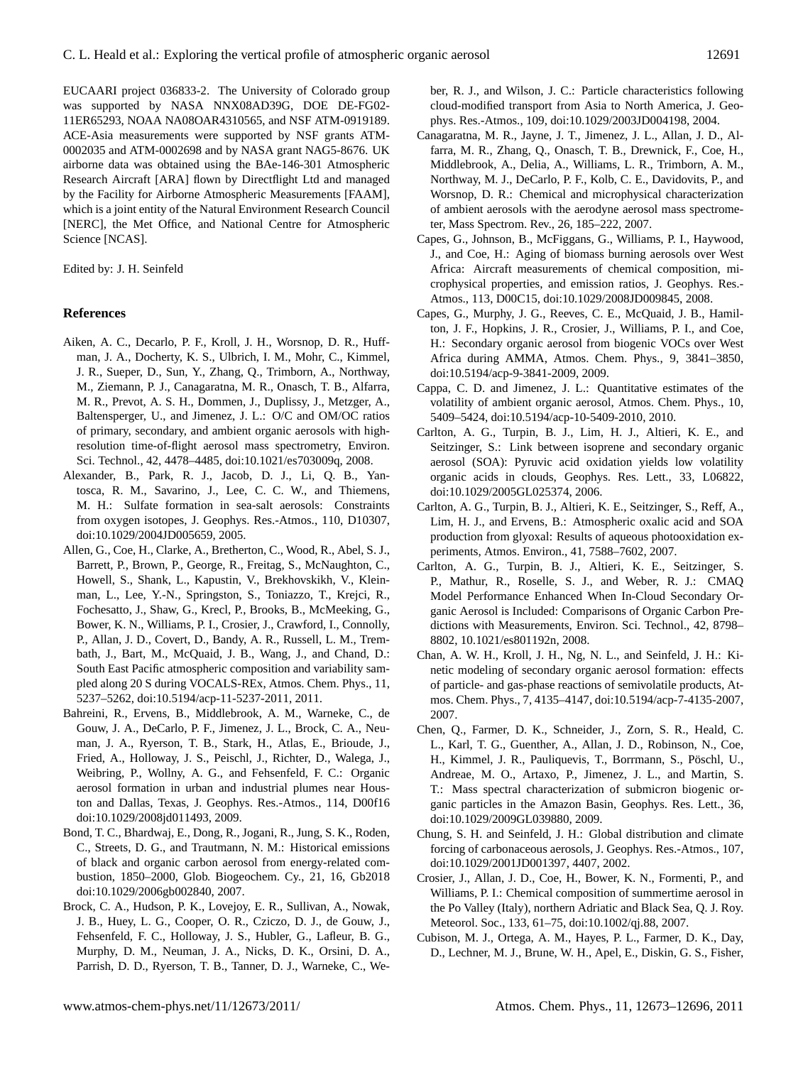EUCAARI project 036833-2. The University of Colorado group was supported by NASA NNX08AD39G, DOE DE-FG02-11ER65293, NOAA NA08OAR4310565, and NSF ATM-0919189. ACE-Asia measurements were supported by NSF grants ATM-0002035 and ATM-0002698 and by NASA grant NAG5-8676. UK airborne data was obtained using the BAe-146-301 Atmospheric Research Aircraft [ARA] flown by Directflight Ltd and managed by the Facility for Airborne Atmospheric Measurements [FAAM], which is a joint entity of the Natural Environment Research Council [NERC], the Met Office, and National Centre for Atmospheric Science [NCAS].

Edited by: J. H. Seinfeld

## References

Aiken, A. C., Decarlo, P. F., Kroll, J. H., Worsnop, D. R., Huffman, J. A., Docherty, K. S., Ulbrich, I. M., Mohr, C., Kimmel, J. R., Sueper, D., Sun, Y., Zhang, Q., Trimborn, A., Northway, M., Ziemann, P. J., Canagaratna, M. R., Onasch, T. B., Alfarra, M. R., Prevot, A. S. H., Dommen, J., Duplissy, J., Metzger, A., Baltensperger, U., and Jimenez, J. L.: O/C and OM/OC ratios of primary, secondary, and ambient organic aerosols with high-resolution time-of-flight aerosol mass spectrometry, Environ. Sci. Technol., 42, 4478–4485, doi:10.1021/es703009q, 2008.

Alexander, B., Park, R. J., Jacob, D. J., Li, Q. B., Yantosca, R. M., Savarino, J., Lee, C. C. W., and Thiemens, M. H.: Sulfate formation in sea-salt aerosols: Constraints from oxygen isotopes, J. Geophys. Res.-Atmos., 110, D10307, doi:10.1029/2004JD005659, 2005.

Allen, G., Coe, H., Clarke, A., Bretherton, C., Wood, R., Abel, S. J., Barrett, P., Brown, P., George, R., Freitag, S., McNaughton, C., Howell, S., Shank, L., Kapustin, V., Brekhovskikh, V., Kleinman, L., Lee, Y.-N., Springston, S., Toniazzo, T., Krejci, R., Fochesatto, J., Shaw, G., Krecl, P., Brooks, B., McMeeking, G., Bower, K. N., Williams, P. I., Crosier, J., Crawford, I., Connolly, P., Allan, J. D., Covert, D., Bandy, A. R., Russell, L. M., Trembath, J., Bart, M., McQuaid, J. B., Wang, J., and Chand, D.: South East Pacific atmospheric composition and variability sampled along 20 S during VOCALS-REx, Atmos. Chem. Phys., 11, 5237–5262, doi:10.5194/acp-11-5237-2011, 2011.

Bahreini, R., Ervens, B., Middlebrook, A. M., Warneke, C., de Gouw, J. A., DeCarlo, P. F., Jimenez, J. L., Brock, C. A., Neuman, J. A., Ryerson, T. B., Stark, H., Atlas, E., Brioude, J., Fried, A., Holloway, J. S., Peischl, J., Richter, D., Walega, J., Weibring, P., Wollny, A. G., and Fehsenfeld, F. C.: Organic aerosol formation in urban and industrial plumes near Houston and Dallas, Texas, J. Geophys. Res.-Atmos., 114, D00f16 doi:10.1029/2008jd011493, 2009.

Bond, T. C., Bhardwaj, E., Dong, R., Jogani, R., Jung, S. K., Roden, C., Streets, D. G., and Trautmann, N. M.: Historical emissions of black and organic carbon aerosol from energy-related combustion, 1850–2000, Glob. Biogeochem. Cy., 21, 16, Gb2018 doi:10.1029/2006gb002840, 2007.

Brock, C. A., Hudson, P. K., Lovejoy, E. R., Sullivan, A., Nowak, J. B., Huey, L. G., Cooper, O. R., Cziczo, D. J., de Gouw, J., Fehsenfeld, F. C., Holloway, J. S., Hubler, G., Lafleur, B. G., Murphy, D. M., Neuman, J. A., Nicks, D. K., Orsini, D. A., Parrish, D. D., Ryerson, T. B., Tanner, D. J., Warneke, C., Weber, R. J., and Wilson, J. C.: Particle characteristics following cloud-modified transport from Asia to North America, J. Geophys. Res.-Atmos., 109, doi:10.1029/2003JD004198, 2004.

Canagaratna, M. R., Jayne, J. T., Jimenez, J. L., Allan, J. D., Alfarra, M. R., Zhang, Q., Onasch, T. B., Drewnick, F., Coe, H., Middlebrook, A., Delia, A., Williams, L. R., Trimborn, A. M., Northway, M. J., DeCarlo, P. F., Kolb, C. E., Davidovits, P., and Worsnop, D. R.: Chemical and microphysical characterization of ambient aerosols with the aerodyne aerosol mass spectrometer, Mass Spectrom. Rev., 26, 185–222, 2007.

Capes, G., Johnson, B., McFiggans, G., Williams, P. I., Haywood, J., and Coe, H.: Aging of biomass burning aerosols over West Africa: Aircraft measurements of chemical composition, microphysical properties, and emission ratios, J. Geophys. Res.-Atmos., 113, D00C15, doi:10.1029/2008JD009845, 2008.

Capes, G., Murphy, J. G., Reeves, C. E., McQuaid, J. B., Hamilton, J. F., Hopkins, J. R., Crosier, J., Williams, P. I., and Coe, H.: Secondary organic aerosol from biogenic VOCs over West Africa during AMMA, Atmos. Chem. Phys., 9, 3841–3850, doi:10.5194/acp-9-3841-2009, 2009.

Cappa, C. D. and Jimenez, J. L.: Quantitative estimates of the volatility of ambient organic aerosol, Atmos. Chem. Phys., 10, 5409–5424, doi:10.5194/acp-10-5409-2010, 2010.

Carlton, A. G., Turpin, B. J., Lim, H. J., Altieri, K. E., and Seitzinger, S.: Link between isoprene and secondary organic aerosol (SOA): Pyruvic acid oxidation yields low volatility organic acids in clouds, Geophys. Res. Lett., 33, L06822, doi:10.1029/2005GL025374, 2006.

Carlton, A. G., Turpin, B. J., Altieri, K. E., Seitzinger, S., Reff, A., Lim, H. J., and Ervens, B.: Atmospheric oxalic acid and SOA production from glyoxal: Results of aqueous photooxidation experiments, Atmos. Environ., 41, 7588–7602, 2007.

Carlton, A. G., Turpin, B. J., Altieri, K. E., Seitzinger, S. P., Mathur, R., Roselle, S. J., and Weber, R. J.: CMAQ Model Performance Enhanced When In-Cloud Secondary Organic Aerosol is Included: Comparisons of Organic Carbon Predictions with Measurements, Environ. Sci. Technol., 42, 8798–8802, 10.1021/es801192n, 2008.

Chan, A. W. H., Kroll, J. H., Ng, N. L., and Seinfeld, J. H.: Kinetic modeling of secondary organic aerosol formation: effects of particle- and gas-phase reactions of semivolatile products, Atmos. Chem. Phys., 7, 4135–4147, doi:10.5194/acp-7-4135-2007, 2007.

Chen, Q., Farmer, D. K., Schneider, J., Zorn, S. R., Heald, C. L., Karl, T. G., Guenther, A., Allan, J. D., Robinson, N., Coe, H., Kimmel, J. R., Pauliquevis, T., Borrmann, S., Pöschl, U., Andreae, M. O., Artaxo, P., Jimenez, J. L., and Martin, S. T.: Mass spectral characterization of submicron biogenic organic particles in the Amazon Basin, Geophys. Res. Lett., 36, doi:10.1029/2009GL039880, 2009.

Chung, S. H. and Seinfeld, J. H.: Global distribution and climate forcing of carbonaceous aerosols, J. Geophys. Res.-Atmos., 107, doi:10.1029/2001JD001397, 4407, 2002.

Crosier, J., Allan, J. D., Coe, H., Bower, K. N., Formenti, P., and Williams, P. I.: Chemical composition of summertime aerosol in the Po Valley (Italy), northern Adriatic and Black Sea, Q. J. Roy. Meteorol. Soc., 133, 61–75, doi:10.1002/qj.88, 2007.

Cubison, M. J., Ortega, A. M., Hayes, P. L., Farmer, D. K., Day, D., Lechner, M. J., Brune, W. H., Apel, E., Diskin, G. S., Fisher,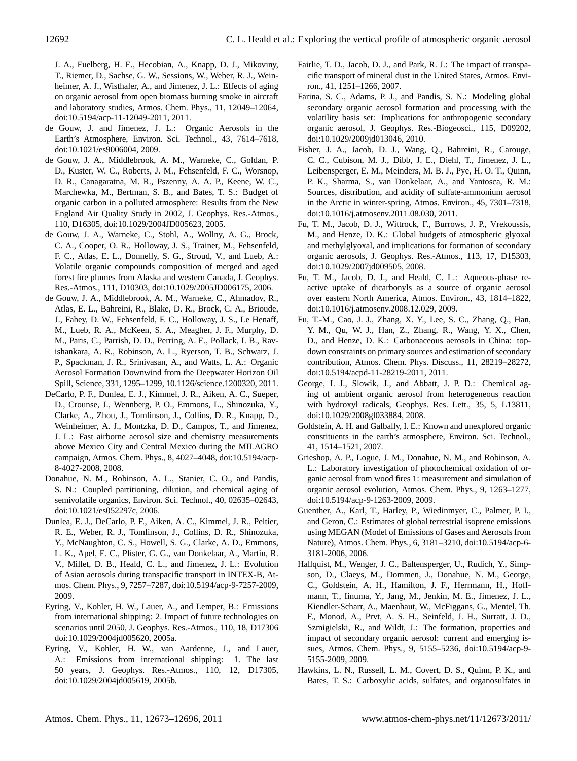J. A., Fuelberg, H. E., Hecobian, A., Knapp, D. J., Mikoviny, T., Riemer, D., Sachse, G. W., Sessions, W., Weber, R. J., Weinheimer, A. J., Wisthaler, A., and Jimenez, J. L.: Effects of aging on organic aerosol from open biomass burning smoke in aircraft and laboratory studies, Atmos. Chem. Phys., 11, 12049–12064, doi:10.5194/acp-11-12049-2011, 2011.

de Gouw, J. and Jimenez, J. L.: Organic Aerosols in the Earth's Atmosphere, Environ. Sci. Technol., 43, 7614–7618, doi:10.1021/es9006004, 2009.

de Gouw, J. A., Middlebrook, A. M., Warneke, C., Goldan, P. D., Kuster, W. C., Roberts, J. M., Fehsenfeld, F. C., Worsnop, D. R., Canagaratna, M. R., Pszenny, A. A. P., Keene, W. C., Marchewka, M., Bertman, S. B., and Bates, T. S.: Budget of organic carbon in a polluted atmosphere: Results from the New England Air Quality Study in 2002, J. Geophys. Res.-Atmos., 110, D16305, doi:10.1029/2004JD005623, 2005.

de Gouw, J. A., Warneke, C., Stohl, A., Wollny, A. G., Brock, C. A., Cooper, O. R., Holloway, J. S., Trainer, M., Fehsenfeld, F. C., Atlas, E. L., Donnelly, S. G., Stroud, V., and Lueb, A.: Volatile organic compounds composition of merged and aged forest fire plumes from Alaska and western Canada, J. Geophys. Res.-Atmos., 111, D10303, doi:10.1029/2005JD006175, 2006.

de Gouw, J. A., Middlebrook, A. M., Warneke, C., Ahmadov, R., Atlas, E. L., Bahreini, R., Blake, D. R., Brock, C. A., Brioude, J., Fahey, D. W., Fehsenfeld, F. C., Holloway, J. S., Le Henaff, M., Lueb, R. A., McKeen, S. A., Meagher, J. F., Murphy, D. M., Paris, C., Parrish, D. D., Perring, A. E., Pollack, I. B., Ravishankara, A. R., Robinson, A. L., Ryerson, T. B., Schwarz, J. P., Spackman, J. R., Srinivasan, A., and Watts, L. A.: Organic Aerosol Formation Downwind from the Deepwater Horizon Oil Spill, Science, 331, 1295–1299, 10.1126/science.1200320, 2011.

DeCarlo, P. F., Dunlea, E. J., Kimmel, J. R., Aiken, A. C., Sueper, D., Crounse, J., Wennberg, P. O., Emmons, L., Shinozuka, Y., Clarke, A., Zhou, J., Tomlinson, J., Collins, D. R., Knapp, D., Weinheimer, A. J., Montzka, D. D., Campos, T., and Jimenez, J. L.: Fast airborne aerosol size and chemistry measurements above Mexico City and Central Mexico during the MILAGRO campaign, Atmos. Chem. Phys., 8, 4027–4048, doi:10.5194/acp-8-4027-2008, 2008.

Donahue, N. M., Robinson, A. L., Stanier, C. O., and Pandis, S. N.: Coupled partitioning, dilution, and chemical aging of semivolatile organics, Environ. Sci. Technol., 40, 02635–02643, doi:10.1021/es052297c, 2006.

Dunlea, E. J., DeCarlo, P. F., Aiken, A. C., Kimmel, J. R., Peltier, R. E., Weber, R. J., Tomlinson, J., Collins, D. R., Shinozuka, Y., McNaughton, C. S., Howell, S. G., Clarke, A. D., Emmons, L. K., Apel, E. C., Pfister, G. G., van Donkelaar, A., Martin, R. V., Millet, D. B., Heald, C. L., and Jimenez, J. L.: Evolution of Asian aerosols during transpacific transport in INTEX-B, Atmos. Chem. Phys., 9, 7257–7287, doi:10.5194/acp-9-7257-2009, 2009.

Eyring, V., Kohler, H. W., Lauer, A., and Lemper, B.: Emissions from international shipping: 2. Impact of future technologies on scenarios until 2050, J. Geophys. Res.-Atmos., 110, 18, D17306 doi:10.1029/2004jd005620, 2005a.

Eyring, V., Kohler, H. W., van Aardenne, J., and Lauer, A.: Emissions from international shipping: 1. The last 50 years, J. Geophys. Res.-Atmos., 110, 12, D17305, doi:10.1029/2004jd005619, 2005b.

Fairlie, T. D., Jacob, D. J., and Park, R. J.: The impact of transpacific transport of mineral dust in the United States, Atmos. Environ., 41, 1251–1266, 2007.

Farina, S. C., Adams, P. J., and Pandis, S. N.: Modeling global secondary organic aerosol formation and processing with the volatility basis set: Implications for anthropogenic secondary organic aerosol, J. Geophys. Res.-Biogeosci., 115, D09202, doi:10.1029/2009jd013046, 2010.

Fisher, J. A., Jacob, D. J., Wang, Q., Bahreini, R., Carouge, C. C., Cubison, M. J., Dibb, J. E., Diehl, T., Jimenez, J. L., Leibensperger, E. M., Meinders, M. B. J., Pye, H. O. T., Quinn, P. K., Sharma, S., van Donkelaar, A., and Yantosca, R. M.: Sources, distribution, and acidity of sulfate-ammonium aerosol in the Arctic in winter-spring, Atmos. Environ., 45, 7301–7318, doi:10.1016/j.atmosenv.2011.08.030, 2011.

Fu, T. M., Jacob, D. J., Wittrock, F., Burrows, J. P., Vrekoussis, M., and Henze, D. K.: Global budgets of atmospheric glyoxal and methylglyoxal, and implications for formation of secondary organic aerosols, J. Geophys. Res.-Atmos., 113, 17, D15303, doi:10.1029/2007jd009505, 2008.

Fu, T. M., Jacob, D. J., and Heald, C. L.: Aqueous-phase reactive uptake of dicarbonyls as a source of organic aerosol over eastern North America, Atmos. Environ., 43, 1814–1822, doi:10.1016/j.atmosenv.2008.12.029, 2009.

Fu, T.-M., Cao, J. J., Zhang, X. Y., Lee, S. C., Zhang, Q., Han, Y. M., Qu, W. J., Han, Z., Zhang, R., Wang, Y. X., Chen, D., and Henze, D. K.: Carbonaceous aerosols in China: top-down constraints on primary sources and estimation of secondary contribution, Atmos. Chem. Phys. Discuss., 11, 28219–28272, doi:10.5194/acpd-11-28219-2011, 2011.

George, I. J., Slowik, J., and Abbatt, J. P. D.: Chemical aging of ambient organic aerosol from heterogeneous reaction with hydroxyl radicals, Geophys. Res. Lett., 35, 5, L13811, doi:10.1029/2008gl033884, 2008.

Goldstein, A. H. and Galbally, I. E.: Known and unexplored organic constituents in the earth's atmosphere, Environ. Sci. Technol., 41, 1514–1521, 2007.

Grieshop, A. P., Logue, J. M., Donahue, N. M., and Robinson, A. L.: Laboratory investigation of photochemical oxidation of organic aerosol from wood fires 1: measurement and simulation of organic aerosol evolution, Atmos. Chem. Phys., 9, 1263–1277, doi:10.5194/acp-9-1263-2009, 2009.

Guenther, A., Karl, T., Harley, P., Wiedinmyer, C., Palmer, P. I., and Geron, C.: Estimates of global terrestrial isoprene emissions using MEGAN (Model of Emissions of Gases and Aerosols from Nature), Atmos. Chem. Phys., 6, 3181–3210, doi:10.5194/acp-6-3181-2006, 2006.

Hallquist, M., Wenger, J. C., Baltensperger, U., Rudich, Y., Simpson, D., Claeys, M., Dommen, J., Donahue, N. M., George, C., Goldstein, A. H., Hamilton, J. F., Herrmann, H., Hoffmann, T., Iinuma, Y., Jang, M., Jenkin, M. E., Jimenez, J. L., Kiendler-Scharr, A., Maenhaut, W., McFiggans, G., Mentel, Th. F., Monod, A., Prvt, A. S. H., Seinfeld, J. H., Surratt, J. D., Szmigielski, R., and Wildt, J.: The formation, properties and impact of secondary organic aerosol: current and emerging issues, Atmos. Chem. Phys., 9, 5155–5236, doi:10.5194/acp-9-5155-2009, 2009.

Hawkins, L. N., Russell, L. M., Covert, D. S., Quinn, P. K., and Bates, T. S.: Carboxylic acids, sulfates, and organosulfates in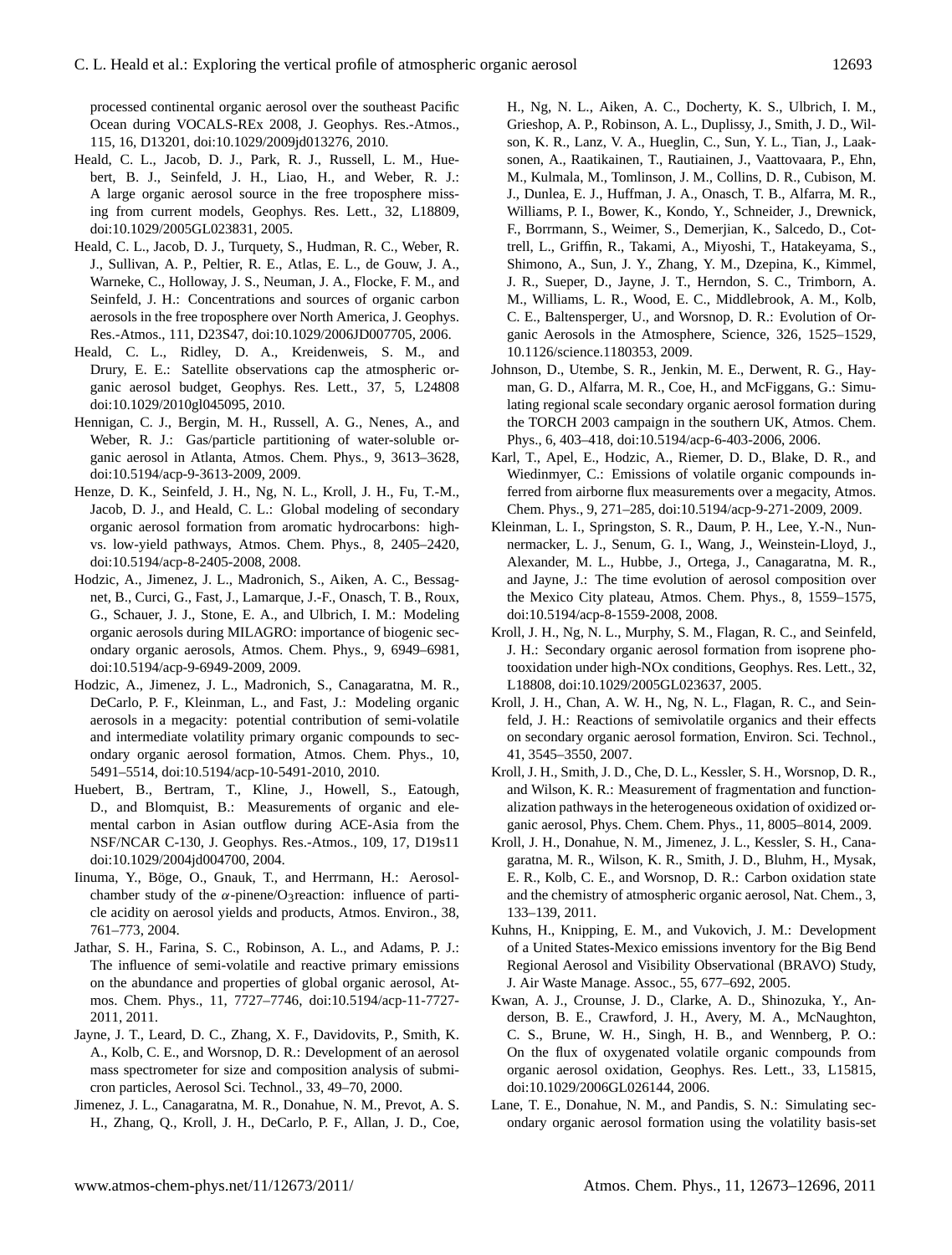processed continental organic aerosol over the southeast Pacific Ocean during VOCALS-REx 2008, J. Geophys. Res.-Atmos., 115, 16, D13201, doi:10.1029/2009jd013276, 2010.

Heald, C. L., Jacob, D. J., Park, R. J., Russell, L. M., Huebert, B. J., Seinfeld, J. H., Liao, H., and Weber, R. J.: A large organic aerosol source in the free troposphere missing from current models, Geophys. Res. Lett., 32, L18809, doi:10.1029/2005GL023831, 2005.

Heald, C. L., Jacob, D. J., Turquety, S., Hudman, R. C., Weber, R. J., Sullivan, A. P., Peltier, R. E., Atlas, E. L., de Gouw, J. A., Warneke, C., Holloway, J. S., Neuman, J. A., Flocke, F. M., and Seinfeld, J. H.: Concentrations and sources of organic carbon aerosols in the free troposphere over North America, J. Geophys. Res.-Atmos., 111, D23S47, doi:10.1029/2006JD007705, 2006.

Heald, C. L., Ridley, D. A., Kreidenweis, S. M., and Drury, E. E.: Satellite observations cap the atmospheric organic aerosol budget, Geophys. Res. Lett., 37, 5, L24808 doi:10.1029/2010gl045095, 2010.

Hennigan, C. J., Bergin, M. H., Russell, A. G., Nenes, A., and Weber, R. J.: Gas/particle partitioning of water-soluble organic aerosol in Atlanta, Atmos. Chem. Phys., 9, 3613–3628, doi:10.5194/acp-9-3613-2009, 2009.

Henze, D. K., Seinfeld, J. H., Ng, N. L., Kroll, J. H., Fu, T.-M., Jacob, D. J., and Heald, C. L.: Global modeling of secondary organic aerosol formation from aromatic hydrocarbons: high- vs. low-yield pathways, Atmos. Chem. Phys., 8, 2405–2420, doi:10.5194/acp-8-2405-2008, 2008.

Hodzic, A., Jimenez, J. L., Madronich, S., Aiken, A. C., Bessagnet, B., Curci, G., Fast, J., Lamarque, J.-F., Onasch, T. B., Roux, G., Schauer, J. J., Stone, E. A., and Ulbrich, I. M.: Modeling organic aerosols during MILAGRO: importance of biogenic secondary organic aerosols, Atmos. Chem. Phys., 9, 6949–6981, doi:10.5194/acp-9-6949-2009, 2009.

Hodzic, A., Jimenez, J. L., Madronich, S., Canagaratna, M. R., DeCarlo, P. F., Kleinman, L., and Fast, J.: Modeling organic aerosols in a megacity: potential contribution of semi-volatile and intermediate volatility primary organic compounds to secondary organic aerosol formation, Atmos. Chem. Phys., 10, 5491–5514, doi:10.5194/acp-10-5491-2010, 2010.

Huebert, B., Bertram, T., Kline, J., Howell, S., Eatough, D., and Blomquist, B.: Measurements of organic and elemental carbon in Asian outflow during ACE-Asia from the NSF/NCAR C-130, J. Geophys. Res.-Atmos., 109, 17, D19s11 doi:10.1029/2004jd004700, 2004.

Iinuma, Y., Böge, O., Gnauk, T., and Herrmann, H.: Aerosol-chamber study of the $\alpha$-pinene/$O_3$reaction: influence of particle acidity on aerosol yields and products, Atmos. Environ., 38, 761–773, 2004.

Jathar, S. H., Farina, S. C., Robinson, A. L., and Adams, P. J.: The influence of semi-volatile and reactive primary emissions on the abundance and properties of global organic aerosol, Atmos. Chem. Phys., 11, 7727–7746, doi:10.5194/acp-11-7727-2011, 2011.

Jayne, J. T., Leard, D. C., Zhang, X. F., Davidovits, P., Smith, K. A., Kolb, C. E., and Worsnop, D. R.: Development of an aerosol mass spectrometer for size and composition analysis of submicron particles, Aerosol Sci. Technol., 33, 49–70, 2000.

Jimenez, J. L., Canagaratna, M. R., Donahue, N. M., Prevot, A. S. H., Zhang, Q., Kroll, J. H., DeCarlo, P. F., Allan, J. D., Coe, H., Ng, N. L., Aiken, A. C., Docherty, K. S., Ulbrich, I. M., Grieshop, A. P., Robinson, A. L., Duplissy, J., Smith, J. D., Wilson, K. R., Lanz, V. A., Hueglin, C., Sun, Y. L., Tian, J., Laaksonen, A., Raatikainen, T., Rautiainen, J., Vaattovaara, P., Ehn, M., Kulmala, M., Tomlinson, J. M., Collins, D. R., Cubison, M. J., Dunlea, E. J., Huffman, J. A., Onasch, T. B., Alfarra, M. R., Williams, P. I., Bower, K., Kondo, Y., Schneider, J., Drewnick, F., Borrmann, S., Weimer, S., Demerjian, K., Salcedo, D., Cottrell, L., Griffin, R., Takami, A., Miyoshi, T., Hatakeyama, S., Shimono, A., Sun, J. Y., Zhang, Y. M., Dzepina, K., Kimmel, J. R., Sueper, D., Jayne, J. T., Herndon, S. C., Trimborn, A. M., Williams, L. R., Wood, E. C., Middlebrook, A. M., Kolb, C. E., Baltensperger, U., and Worsnop, D. R.: Evolution of Organic Aerosols in the Atmosphere, Science, 326, 1525–1529, 10.1126/science.1180353, 2009.

Johnson, D., Utembe, S. R., Jenkin, M. E., Derwent, R. G., Hayman, G. D., Alfarra, M. R., Coe, H., and McFiggans, G.: Simulating regional scale secondary organic aerosol formation during the TORCH 2003 campaign in the southern UK, Atmos. Chem. Phys., 6, 403–418, doi:10.5194/acp-6-403-2006, 2006.

Karl, T., Apel, E., Hodzic, A., Riemer, D. D., Blake, D. R., and Wiedinmyer, C.: Emissions of volatile organic compounds inferred from airborne flux measurements over a megacity, Atmos. Chem. Phys., 9, 271–285, doi:10.5194/acp-9-271-2009, 2009.

Kleinman, L. I., Springston, S. R., Daum, P. H., Lee, Y.-N., Nunnermacker, L. J., Senum, G. I., Wang, J., Weinstein-Lloyd, J., Alexander, M. L., Hubbe, J., Ortega, J., Canagaratna, M. R., and Jayne, J.: The time evolution of aerosol composition over the Mexico City plateau, Atmos. Chem. Phys., 8, 1559–1575, doi:10.5194/acp-8-1559-2008, 2008.

Kroll, J. H., Ng, N. L., Murphy, S. M., Flagan, R. C., and Seinfeld, J. H.: Secondary organic aerosol formation from isoprene photooxidation under high-NOx conditions, Geophys. Res. Lett., 32, L18808, doi:10.1029/2005GL023637, 2005.

Kroll, J. H., Chan, A. W. H., Ng, N. L., Flagan, R. C., and Seinfeld, J. H.: Reactions of semivolatile organics and their effects on secondary organic aerosol formation, Environ. Sci. Technol., 41, 3545–3550, 2007.

Kroll, J. H., Smith, J. D., Che, D. L., Kessler, S. H., Worsnop, D. R., and Wilson, K. R.: Measurement of fragmentation and functionalization pathways in the heterogeneous oxidation of oxidized organic aerosol, Phys. Chem. Chem. Phys., 11, 8005–8014, 2009.

Kroll, J. H., Donahue, N. M., Jimenez, J. L., Kessler, S. H., Canagaratna, M. R., Wilson, K. R., Smith, J. D., Bluhm, H., Mysak, E. R., Kolb, C. E., and Worsnop, D. R.: Carbon oxidation state and the chemistry of atmospheric organic aerosol, Nat. Chem., 3, 133–139, 2011.

Kuhns, H., Knipping, E. M., and Vukovich, J. M.: Development of a United States-Mexico emissions inventory for the Big Bend Regional Aerosol and Visibility Observational (BRAVO) Study, J. Air Waste Manage. Assoc., 55, 677–692, 2005.

Kwan, A. J., Crounse, J. D., Clarke, A. D., Shinozuka, Y., Anderson, B. E., Crawford, J. H., Avery, M. A., McNaughton, C. S., Brune, W. H., Singh, H. B., and Wennberg, P. O.: On the flux of oxygenated volatile organic compounds from organic aerosol oxidation, Geophys. Res. Lett., 33, L15815, doi:10.1029/2006GL026144, 2006.

Lane, T. E., Donahue, N. M., and Pandis, S. N.: Simulating secondary organic aerosol formation using the volatility basis-set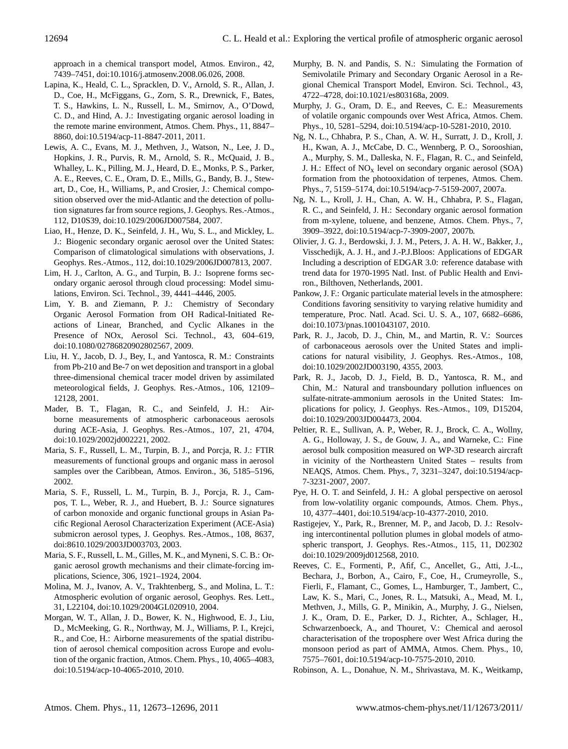approach in a chemical transport model, Atmos. Environ., 42, 7439–7451, doi:10.1016/j.atmosenv.2008.06.026, 2008.

Lapina, K., Heald, C. L., Spracklen, D. V., Arnold, S. R., Allan, J. D., Coe, H., McFiggans, G., Zorn, S. R., Drewnick, F., Bates, T. S., Hawkins, L. N., Russell, L. M., Smirnov, A., O'Dowd, C. D., and Hind, A. J.: Investigating organic aerosol loading in the remote marine environment, Atmos. Chem. Phys., 11, 8847–8860, doi:10.5194/acp-11-8847-2011, 2011.

Lewis, A. C., Evans, M. J., Methven, J., Watson, N., Lee, J. D., Hopkins, J. R., Purvis, R. M., Arnold, S. R., McQuaid, J. B., Whalley, L. K., Pilling, M. J., Heard, D. E., Monks, P. S., Parker, A. E., Reeves, C. E., Oram, D. E., Mills, G., Bandy, B. J., Stewart, D., Coe, H., Williams, P., and Crosier, J.: Chemical composition observed over the mid-Atlantic and the detection of pollution signatures far from source regions, J. Geophys. Res.-Atmos., 112, D10S39, doi:10.1029/2006JD007584, 2007.

Liao, H., Henze, D. K., Seinfeld, J. H., Wu, S. L., and Mickley, L. J.: Biogenic secondary organic aerosol over the United States: Comparison of climatological simulations with observations, J. Geophys. Res.-Atmos., 112, doi:10.1029/2006JD007813, 2007.

Lim, H. J., Carlton, A. G., and Turpin, B. J.: Isoprene forms secondary organic aerosol through cloud processing: Model simulations, Environ. Sci. Technol., 39, 4441–4446, 2005.

Lim, Y. B. and Ziemann, P. J.: Chemistry of Secondary Organic Aerosol Formation from OH Radical-Initiated Reactions of Linear, Branched, and Cyclic Alkanes in the Presence of NOx, Aerosol Sci. Technol., 43, 604–619, doi:10.1080/02786820902802567, 2009.

Liu, H. Y., Jacob, D. J., Bey, I., and Yantosca, R. M.: Constraints from Pb-210 and Be-7 on wet deposition and transport in a global three-dimensional chemical tracer model driven by assimilated meteorological fields, J. Geophys. Res.-Atmos., 106, 12109–12128, 2001.

Mader, B. T., Flagan, R. C., and Seinfeld, J. H.: Airborne measurements of atmospheric carbonaceous aerosols during ACE-Asia, J. Geophys. Res.-Atmos., 107, 21, 4704, doi:10.1029/2002jd002221, 2002.

Maria, S. F., Russell, L. M., Turpin, B. J., and Porcja, R. J.: FTIR measurements of functional groups and organic mass in aerosol samples over the Caribbean, Atmos. Environ., 36, 5185–5196, 2002.

Maria, S. F., Russell, L. M., Turpin, B. J., Porcja, R. J., Campos, T. L., Weber, R. J., and Huebert, B. J.: Source signatures of carbon monoxide and organic functional groups in Asian Pacific Regional Aerosol Characterization Experiment (ACE-Asia) submicron aerosol types, J. Geophys. Res.-Atmos., 108, 8637, doi:8610.1029/2003JD003703, 2003.

Maria, S. F., Russell, L. M., Gilles, M. K., and Myneni, S. C. B.: Organic aerosol growth mechanisms and their climate-forcing implications, Science, 306, 1921–1924, 2004.

Molina, M. J., Ivanov, A. V., Trakhtenberg, S., and Molina, L. T.: Atmospheric evolution of organic aerosol, Geophys. Res. Lett., 31, L22104, doi:10.1029/2004GL020910, 2004.

Morgan, W. T., Allan, J. D., Bower, K. N., Highwood, E. J., Liu, D., McMeeking, G. R., Northway, M. J., Williams, P. I., Krejci, R., and Coe, H.: Airborne measurements of the spatial distribution of aerosol chemical composition across Europe and evolution of the organic fraction, Atmos. Chem. Phys., 10, 4065–4083, doi:10.5194/acp-10-4065-2010, 2010.

Murphy, B. N. and Pandis, S. N.: Simulating the Formation of Semivolatile Primary and Secondary Organic Aerosol in a Regional Chemical Transport Model, Environ. Sci. Technol., 43, 4722–4728, doi:10.1021/es803168a, 2009.

Murphy, J. G., Oram, D. E., and Reeves, C. E.: Measurements of volatile organic compounds over West Africa, Atmos. Chem. Phys., 10, 5281–5294, doi:10.5194/acp-10-5281-2010, 2010.

Ng, N. L., Chhabra, P. S., Chan, A. W. H., Surratt, J. D., Kroll, J. H., Kwan, A. J., McCabe, D. C., Wennberg, P. O., Sorooshian, A., Murphy, S. M., Dalleska, N. F., Flagan, R. C., and Seinfeld, J. H.: Effect of $NO_x$ level on secondary organic aerosol (SOA) formation from the photooxidation of terpenes, Atmos. Chem. Phys., 7, 5159–5174, doi:10.5194/acp-7-5159-2007, 2007a.

Ng, N. L., Kroll, J. H., Chan, A. W. H., Chhabra, P. S., Flagan, R. C., and Seinfeld, J. H.: Secondary organic aerosol formation from m-xylene, toluene, and benzene, Atmos. Chem. Phys., 7, 3909–3922, doi:10.5194/acp-7-3909-2007, 2007b.

Olivier, J. G. J., Berdowski, J. J. M., Peters, J. A. H. W., Bakker, J., Visschedijk, A. J. H., and J.-P.J.Bloos: Applications of EDGAR Including a description of EDGAR 3.0: reference database with trend data for 1970-1995 Natl. Inst. of Public Health and Environ., Bilthoven, Netherlands, 2001.

Pankow, J. F.: Organic particulate material levels in the atmosphere: Conditions favoring sensitivity to varying relative humidity and temperature, Proc. Natl. Acad. Sci. U. S. A., 107, 6682–6686, doi:10.1073/pnas.1001043107, 2010.

Park, R. J., Jacob, D. J., Chin, M., and Martin, R. V.: Sources of carbonaceous aerosols over the United States and implications for natural visibility, J. Geophys. Res.-Atmos., 108, doi:10.1029/2002JD003190, 4355, 2003.

Park, R. J., Jacob, D. J., Field, B. D., Yantosca, R. M., and Chin, M.: Natural and transboundary pollution influences on sulfate-nitrate-ammonium aerosols in the United States: Implications for policy, J. Geophys. Res.-Atmos., 109, D15204, doi:10.1029/2003JD004473, 2004.

Peltier, R. E., Sullivan, A. P., Weber, R. J., Brock, C. A., Wollny, A. G., Holloway, J. S., de Gouw, J. A., and Warneke, C.: Fine aerosol bulk composition measured on WP-3D research aircraft in vicinity of the Northeastern United States – results from NEAQS, Atmos. Chem. Phys., 7, 3231–3247, doi:10.5194/acp-7-3231-2007, 2007.

Pye, H. O. T. and Seinfeld, J. H.: A global perspective on aerosol from low-volatility organic compounds, Atmos. Chem. Phys., 10, 4377–4401, doi:10.5194/acp-10-4377-2010, 2010.

Rastigejev, Y., Park, R., Brenner, M. P., and Jacob, D. J.: Resolving intercontinental pollution plumes in global models of atmospheric transport, J. Geophys. Res.-Atmos., 115, 11, D02302 doi:10.1029/2009jd012568, 2010.

Reeves, C. E., Formenti, P., Afif, C., Ancellet, G., Atti, J.-L., Bechara, J., Borbon, A., Cairo, F., Coe, H., Crumeyrolle, S., Fierli, F., Flamant, C., Gomes, L., Hamburger, T., Jambert, C., Law, K. S., Mari, C., Jones, R. L., Matsuki, A., Mead, M. I., Methven, J., Mills, G. P., Minikin, A., Murphy, J. G., Nielsen, J. K., Oram, D. E., Parker, D. J., Richter, A., Schlager, H., Schwarzenboeck, A., and Thouret, V.: Chemical and aerosol characterisation of the troposphere over West Africa during the monsoon period as part of AMMA, Atmos. Chem. Phys., 10, 7575–7601, doi:10.5194/acp-10-7575-2010, 2010.

Robinson, A. L., Donahue, N. M., Shrivastava, M. K., Weitkamp,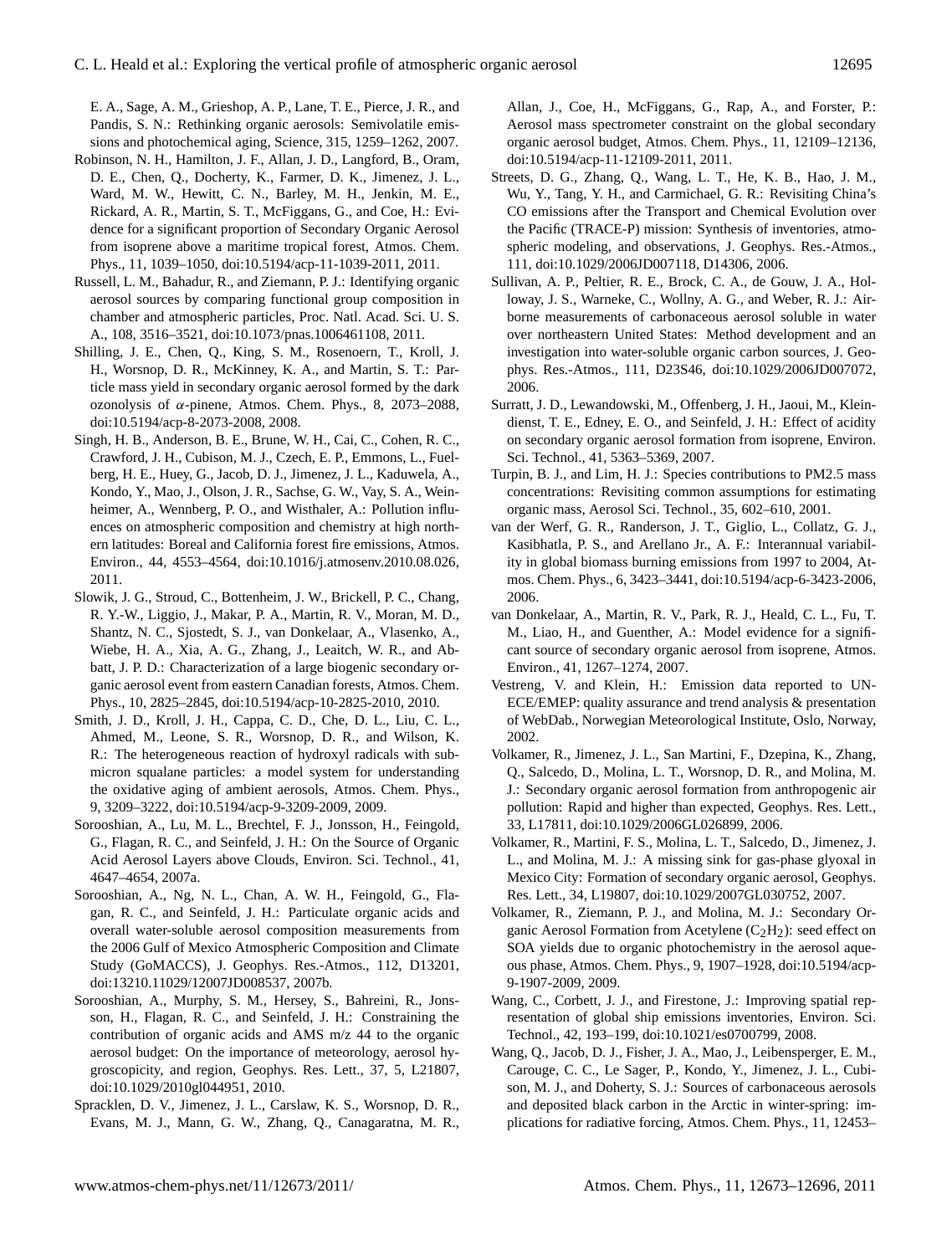E. A., Sage, A. M., Grieshop, A. P., Lane, T. E., Pierce, J. R., and Pandis, S. N.: Rethinking organic aerosols: Semivolatile emissions and photochemical aging, Science, 315, 1259–1262, 2007.

Robinson, N. H., Hamilton, J. F., Allan, J. D., Langford, B., Oram, D. E., Chen, Q., Docherty, K., Farmer, D. K., Jimenez, J. L., Ward, M. W., Hewitt, C. N., Barley, M. H., Jenkin, M. E., Rickard, A. R., Martin, S. T., McFiggans, G., and Coe, H.: Evidence for a significant proportion of Secondary Organic Aerosol from isoprene above a maritime tropical forest, Atmos. Chem. Phys., 11, 1039–1050, doi:10.5194/acp-11-1039-2011, 2011.

Russell, L. M., Bahadur, R., and Ziemann, P. J.: Identifying organic aerosol sources by comparing functional group composition in chamber and atmospheric particles, Proc. Natl. Acad. Sci. U. S. A., 108, 3516–3521, doi:10.1073/pnas.1006461108, 2011.

Shilling, J. E., Chen, Q., King, S. M., Rosenoern, T., Kroll, J. H., Worsnop, D. R., McKinney, K. A., and Martin, S. T.: Particle mass yield in secondary organic aerosol formed by the dark ozonolysis of $\alpha$-pinene, Atmos. Chem. Phys., 8, 2073–2088, doi:10.5194/acp-8-2073-2008, 2008.

Singh, H. B., Anderson, B. E., Brune, W. H., Cai, C., Cohen, R. C., Crawford, J. H., Cubison, M. J., Czech, E. P., Emmons, L., Fuelberg, H. E., Huey, G., Jacob, D. J., Jimenez, J. L., Kaduwela, A., Kondo, Y., Mao, J., Olson, J. R., Sachse, G. W., Vay, S. A., Weinheimer, A., Wennberg, P. O., and Wisthaler, A.: Pollution influences on atmospheric composition and chemistry at high northern latitudes: Boreal and California forest fire emissions, Atmos. Environ., 44, 4553–4564, doi:10.1016/j.atmosenv.2010.08.026, 2011.

Slowik, J. G., Stroud, C., Bottenheim, J. W., Brickell, P. C., Chang, R. Y.-W., Liggio, J., Makar, P. A., Martin, R. V., Moran, M. D., Shantz, N. C., Sjostedt, S. J., van Donkelaar, A., Vlasenko, A., Wiebe, H. A., Xia, A. G., Zhang, J., Leaitch, W. R., and Abbatt, J. P. D.: Characterization of a large biogenic secondary organic aerosol event from eastern Canadian forests, Atmos. Chem. Phys., 10, 2825–2845, doi:10.5194/acp-10-2825-2010, 2010.

Smith, J. D., Kroll, J. H., Cappa, C. D., Che, D. L., Liu, C. L., Ahmed, M., Leone, S. R., Worsnop, D. R., and Wilson, K. R.: The heterogeneous reaction of hydroxyl radicals with submicron squalane particles: a model system for understanding the oxidative aging of ambient aerosols, Atmos. Chem. Phys., 9, 3209–3222, doi:10.5194/acp-9-3209-2009, 2009.

Sorooshian, A., Lu, M. L., Brechtel, F. J., Jonsson, H., Feingold, G., Flagan, R. C., and Seinfeld, J. H.: On the Source of Organic Acid Aerosol Layers above Clouds, Environ. Sci. Technol., 41, 4647–4654, 2007a.

Sorooshian, A., Ng, N. L., Chan, A. W. H., Feingold, G., Flagan, R. C., and Seinfeld, J. H.: Particulate organic acids and overall water-soluble aerosol composition measurements from the 2006 Gulf of Mexico Atmospheric Composition and Climate Study (GoMACCS), J. Geophys. Res.-Atmos., 112, D13201, doi:13210.11029/12007JD008537, 2007b.

Sorooshian, A., Murphy, S. M., Hersey, S., Bahreini, R., Jonsson, H., Flagan, R. C., and Seinfeld, J. H.: Constraining the contribution of organic acids and AMS m/z 44 to the organic aerosol budget: On the importance of meteorology, aerosol hygroscopicity, and region, Geophys. Res. Lett., 37, 5, L21807, doi:10.1029/2010gl044951, 2010.

Spracklen, D. V., Jimenez, J. L., Carslaw, K. S., Worsnop, D. R., Evans, M. J., Mann, G. W., Zhang, Q., Canagaratna, M. R., Allan, J., Coe, H., McFiggans, G., Rap, A., and Forster, P.: Aerosol mass spectrometer constraint on the global secondary organic aerosol budget, Atmos. Chem. Phys., 11, 12109–12136, doi:10.5194/acp-11-12109-2011, 2011.

Streets, D. G., Zhang, Q., Wang, L. T., He, K. B., Hao, J. M., Wu, Y., Tang, Y. H., and Carmichael, G. R.: Revisiting China's CO emissions after the Transport and Chemical Evolution over the Pacific (TRACE-P) mission: Synthesis of inventories, atmospheric modeling, and observations, J. Geophys. Res.-Atmos., 111, doi:10.1029/2006JD007118, D14306, 2006.

Sullivan, A. P., Peltier, R. E., Brock, C. A., de Gouw, J. A., Holloway, J. S., Warneke, C., Wollny, A. G., and Weber, R. J.: Airborne measurements of carbonaceous aerosol soluble in water over northeastern United States: Method development and an investigation into water-soluble organic carbon sources, J. Geophys. Res.-Atmos., 111, D23S46, doi:10.1029/2006JD007072, 2006.

Surratt, J. D., Lewandowski, M., Offenberg, J. H., Jaoui, M., Kleindienst, T. E., Edney, E. O., and Seinfeld, J. H.: Effect of acidity on secondary organic aerosol formation from isoprene, Environ. Sci. Technol., 41, 5363–5369, 2007.

Turpin, B. J., and Lim, H. J.: Species contributions to PM2.5 mass concentrations: Revisiting common assumptions for estimating organic mass, Aerosol Sci. Technol., 35, 602–610, 2001.

van der Werf, G. R., Randerson, J. T., Giglio, L., Collatz, G. J., Kasibhatla, P. S., and Arellano Jr., A. F.: Interannual variability in global biomass burning emissions from 1997 to 2004, Atmos. Chem. Phys., 6, 3423–3441, doi:10.5194/acp-6-3423-2006, 2006.

van Donkelaar, A., Martin, R. V., Park, R. J., Heald, C. L., Fu, T. M., Liao, H., and Guenther, A.: Model evidence for a significant source of secondary organic aerosol from isoprene, Atmos. Environ., 41, 1267–1274, 2007.

Vestreng, V. and Klein, H.: Emission data reported to UNECE/EMEP: quality assurance and trend analysis & presentation of WebDab., Norwegian Meteorological Institute, Oslo, Norway, 2002.

Volkamer, R., Jimenez, J. L., San Martini, F., Dzepina, K., Zhang, Q., Salcedo, D., Molina, L. T., Worsnop, D. R., and Molina, M. J.: Secondary organic aerosol formation from anthropogenic air pollution: Rapid and higher than expected, Geophys. Res. Lett., 33, L17811, doi:10.1029/2006GL026899, 2006.

Volkamer, R., Martini, F. S., Molina, L. T., Salcedo, D., Jimenez, J. L., and Molina, M. J.: A missing sink for gas-phase glyoxal in Mexico City: Formation of secondary organic aerosol, Geophys. Res. Lett., 34, L19807, doi:10.1029/2007GL030752, 2007.

Volkamer, R., Ziemann, P. J., and Molina, M. J.: Secondary Organic Aerosol Formation from Acetylene ($C_2H_2$): seed effect on SOA yields due to organic photochemistry in the aerosol aqueous phase, Atmos. Chem. Phys., 9, 1907–1928, doi:10.5194/acp-9-1907-2009, 2009.

Wang, C., Corbett, J. J., and Firestone, J.: Improving spatial representation of global ship emissions inventories, Environ. Sci. Technol., 42, 193–199, doi:10.1021/es0700799, 2008.

Wang, Q., Jacob, D. J., Fisher, J. A., Mao, J., Leibensperger, E. M., Carouge, C. C., Le Sager, P., Kondo, Y., Jimenez, J. L., Cubison, M. J., and Doherty, S. J.: Sources of carbonaceous aerosols and deposited black carbon in the Arctic in winter-spring: implications for radiative forcing, Atmos. Chem. Phys., 11, 12453–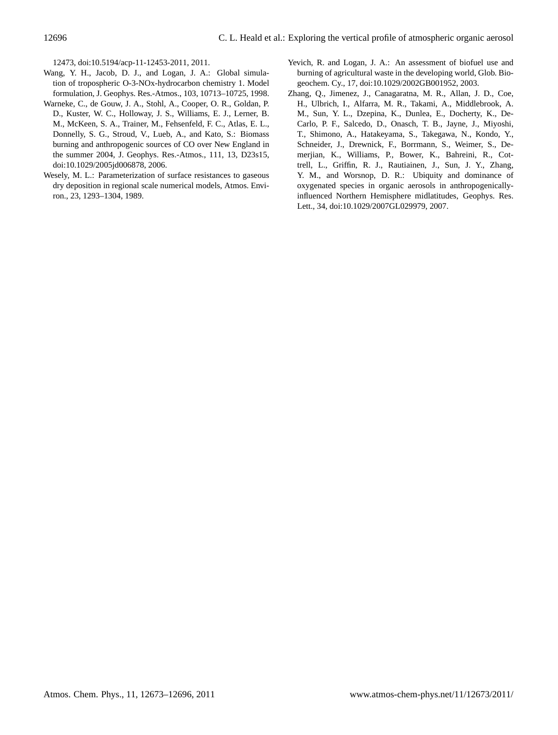12473, doi:10.5194/acp-11-12453-2011, 2011.

Wang, Y. H., Jacob, D. J., and Logan, J. A.: Global simulation of tropospheric O-3-NOx-hydrocarbon chemistry 1. Model formulation, J. Geophys. Res.-Atmos., 103, 10713–10725, 1998.

Warneke, C., de Gouw, J. A., Stohl, A., Cooper, O. R., Goldan, P. D., Kuster, W. C., Holloway, J. S., Williams, E. J., Lerner, B. M., McKeen, S. A., Trainer, M., Fehsenfeld, F. C., Atlas, E. L., Donnelly, S. G., Stroud, V., Lueb, A., and Kato, S.: Biomass burning and anthropogenic sources of CO over New England in the summer 2004, J. Geophys. Res.-Atmos., 111, 13, D23s15, doi:10.1029/2005jd006878, 2006.

Wesely, M. L.: Parameterization of surface resistances to gaseous dry deposition in regional scale numerical models, Atmos. Environ., 23, 1293–1304, 1989.

Yevich, R. and Logan, J. A.: An assessment of biofuel use and burning of agricultural waste in the developing world, Glob. Biogeochem. Cy., 17, doi:10.1029/2002GB001952, 2003.

Zhang, Q., Jimenez, J., Canagaratna, M. R., Allan, J. D., Coe, H., Ulbrich, I., Alfarra, M. R., Takami, A., Middlebrook, A. M., Sun, Y. L., Dzepina, K., Dunlea, E., Docherty, K., DeCarlo, P. F., Salcedo, D., Onasch, T. B., Jayne, J., Miyoshi, T., Shimono, A., Hatakeyama, S., Takegawa, N., Kondo, Y., Schneider, J., Drewnick, F., Borrmann, S., Weimer, S., Demerjian, K., Williams, P., Bower, K., Bahreini, R., Cottrell, L., Griffin, R. J., Rautiainen, J., Sun, J. Y., Zhang, Y. M., and Worsnop, D. R.: Ubiquity and dominance of oxygenated species in organic aerosols in anthropogenically-influenced Northern Hemisphere midlatitudes, Geophys. Res. Lett., 34, doi:10.1029/2007GL029979, 2007.